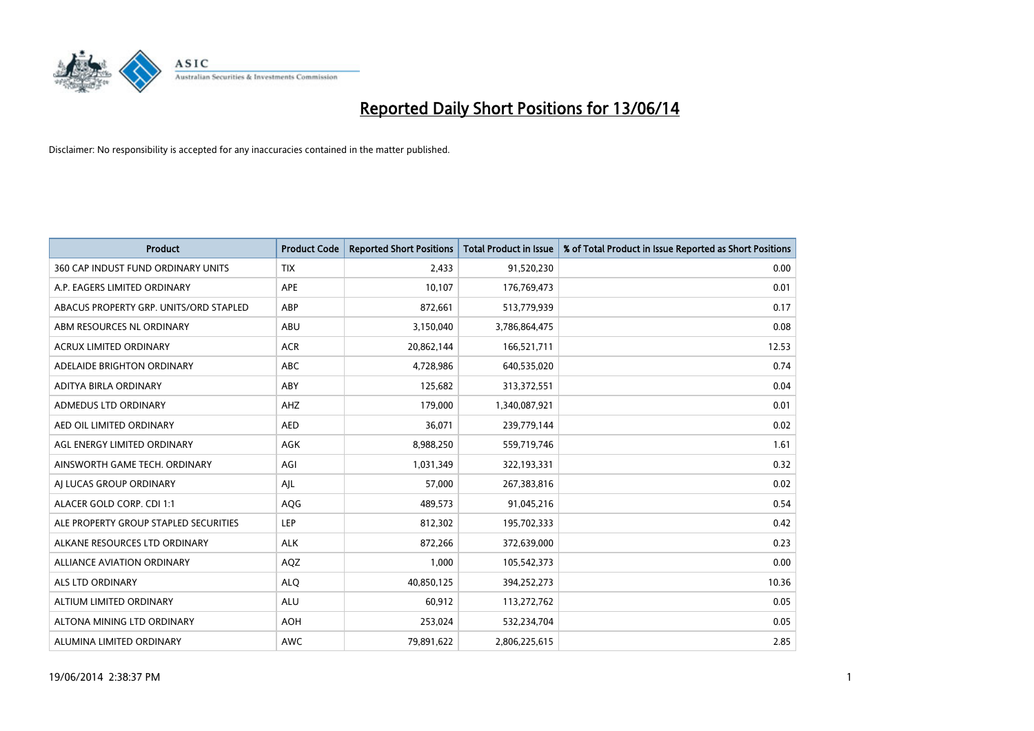# Reported Daily Short Positions for 13/06/14

Disclaimer: No responsibility is accepted for any inaccuracies contained in the matter published.

| Product | Product Code | Reported Short Positions | Total Product in Issue | % of Total Product in Issue Reported as Short Positions |
|---|---|---|---|---|
| 360 CAP INDUST FUND ORDINARY UNITS | TIX | 2,433 | 91,520,230 | 0.00 |
| A.P. EAGERS LIMITED ORDINARY | APE | 10,107 | 176,769,473 | 0.01 |
| ABACUS PROPERTY GRP. UNITS/ORD STAPLED | ABP | 872,661 | 513,779,939 | 0.17 |
| ABM RESOURCES NL ORDINARY | ABU | 3,150,040 | 3,786,864,475 | 0.08 |
| ACRUX LIMITED ORDINARY | ACR | 20,862,144 | 166,521,711 | 12.53 |
| ADELAIDE BRIGHTON ORDINARY | ABC | 4,728,986 | 640,535,020 | 0.74 |
| ADITYA BIRLA ORDINARY | ABY | 125,682 | 313,372,551 | 0.04 |
| ADMEDUS LTD ORDINARY | AHZ | 179,000 | 1,340,087,921 | 0.01 |
| AED OIL LIMITED ORDINARY | AED | 36,071 | 239,779,144 | 0.02 |
| AGL ENERGY LIMITED ORDINARY | AGK | 8,988,250 | 559,719,746 | 1.61 |
| AINSWORTH GAME TECH. ORDINARY | AGI | 1,031,349 | 322,193,331 | 0.32 |
| AJ LUCAS GROUP ORDINARY | AJL | 57,000 | 267,383,816 | 0.02 |
| ALACER GOLD CORP. CDI 1:1 | AQG | 489,573 | 91,045,216 | 0.54 |
| ALE PROPERTY GROUP STAPLED SECURITIES | LEP | 812,302 | 195,702,333 | 0.42 |
| ALKANE RESOURCES LTD ORDINARY | ALK | 872,266 | 372,639,000 | 0.23 |
| ALLIANCE AVIATION ORDINARY | AQZ | 1,000 | 105,542,373 | 0.00 |
| ALS LTD ORDINARY | ALQ | 40,850,125 | 394,252,273 | 10.36 |
| ALTIUM LIMITED ORDINARY | ALU | 60,912 | 113,272,762 | 0.05 |
| ALTONA MINING LTD ORDINARY | AOH | 253,024 | 532,234,704 | 0.05 |
| ALUMINA LIMITED ORDINARY | AWC | 79,891,622 | 2,806,225,615 | 2.85 |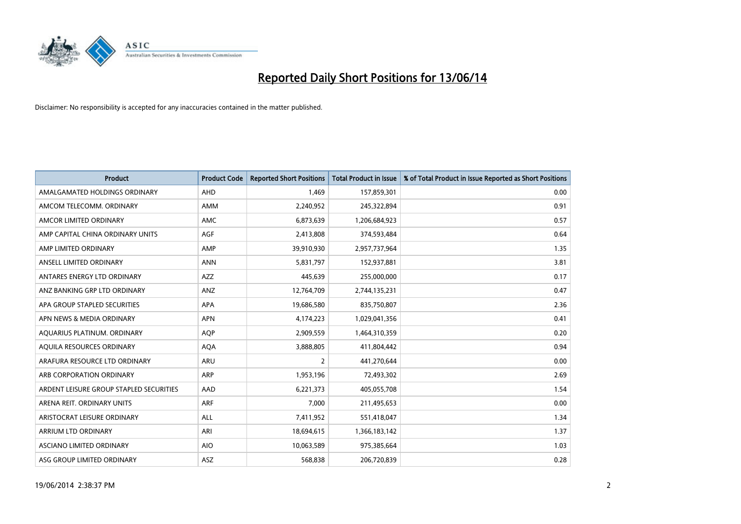# Reported Daily Short Positions for 13/06/14

Disclaimer: No responsibility is accepted for any inaccuracies contained in the matter published.

| Product | Product Code | Reported Short Positions | Total Product in Issue | % of Total Product in Issue Reported as Short Positions |
|---|---|---|---|---|
| AMALGAMATED HOLDINGS ORDINARY | AHD | 1,469 | 157,859,301 | 0.00 |
| AMCOM TELECOMM. ORDINARY | AMM | 2,240,952 | 245,322,894 | 0.91 |
| AMCOR LIMITED ORDINARY | AMC | 6,873,639 | 1,206,684,923 | 0.57 |
| AMP CAPITAL CHINA ORDINARY UNITS | AGF | 2,413,808 | 374,593,484 | 0.64 |
| AMP LIMITED ORDINARY | AMP | 39,910,930 | 2,957,737,964 | 1.35 |
| ANSELL LIMITED ORDINARY | ANN | 5,831,797 | 152,937,881 | 3.81 |
| ANTARES ENERGY LTD ORDINARY | AZZ | 445,639 | 255,000,000 | 0.17 |
| ANZ BANKING GRP LTD ORDINARY | ANZ | 12,764,709 | 2,744,135,231 | 0.47 |
| APA GROUP STAPLED SECURITIES | APA | 19,686,580 | 835,750,807 | 2.36 |
| APN NEWS & MEDIA ORDINARY | APN | 4,174,223 | 1,029,041,356 | 0.41 |
| AQUARIUS PLATINUM. ORDINARY | AQP | 2,909,559 | 1,464,310,359 | 0.20 |
| AQUILA RESOURCES ORDINARY | AQA | 3,888,805 | 411,804,442 | 0.94 |
| ARAFURA RESOURCE LTD ORDINARY | ARU | 2 | 441,270,644 | 0.00 |
| ARB CORPORATION ORDINARY | ARP | 1,953,196 | 72,493,302 | 2.69 |
| ARDENT LEISURE GROUP STAPLED SECURITIES | AAD | 6,221,373 | 405,055,708 | 1.54 |
| ARENA REIT. ORDINARY UNITS | ARF | 7,000 | 211,495,653 | 0.00 |
| ARISTOCRAT LEISURE ORDINARY | ALL | 7,411,952 | 551,418,047 | 1.34 |
| ARRIUM LTD ORDINARY | ARI | 18,694,615 | 1,366,183,142 | 1.37 |
| ASCIANO LIMITED ORDINARY | AIO | 10,063,589 | 975,385,664 | 1.03 |
| ASG GROUP LIMITED ORDINARY | ASZ | 568,838 | 206,720,839 | 0.28 |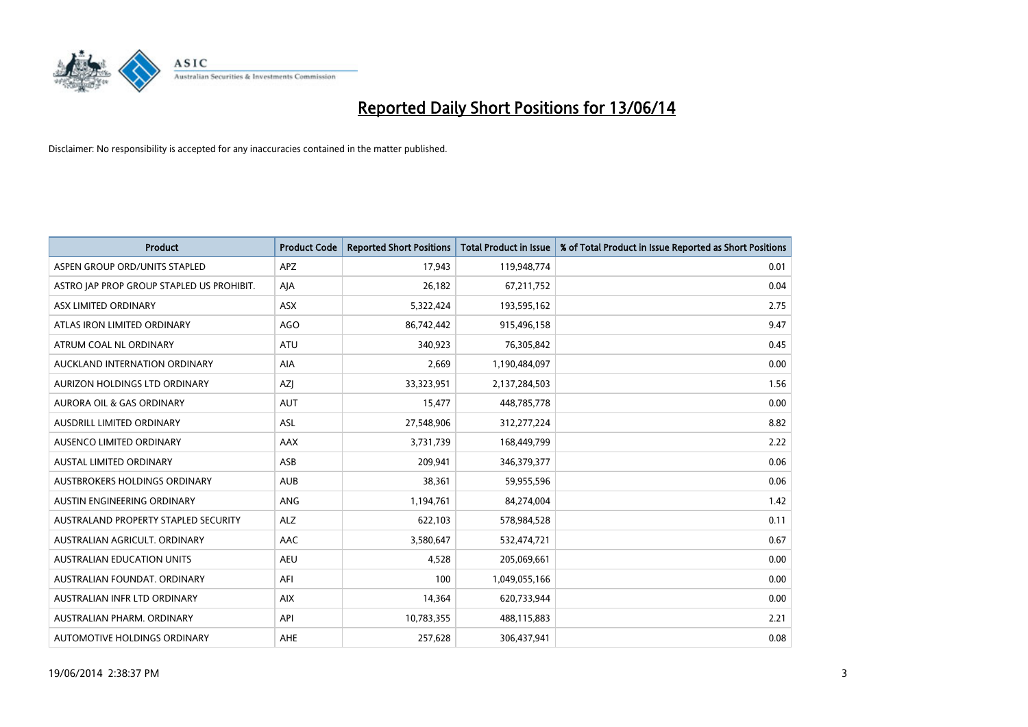# Reported Daily Short Positions for 13/06/14

Disclaimer: No responsibility is accepted for any inaccuracies contained in the matter published.

| Product | Product Code | Reported Short Positions | Total Product in Issue | % of Total Product in Issue Reported as Short Positions |
|---|---|---|---|---|
| ASPEN GROUP ORD/UNITS STAPLED | APZ | 17,943 | 119,948,774 | 0.01 |
| ASTRO JAP PROP GROUP STAPLED US PROHIBIT. | AJA | 26,182 | 67,211,752 | 0.04 |
| ASX LIMITED ORDINARY | ASX | 5,322,424 | 193,595,162 | 2.75 |
| ATLAS IRON LIMITED ORDINARY | AGO | 86,742,442 | 915,496,158 | 9.47 |
| ATRUM COAL NL ORDINARY | ATU | 340,923 | 76,305,842 | 0.45 |
| AUCKLAND INTERNATION ORDINARY | AIA | 2,669 | 1,190,484,097 | 0.00 |
| AURIZON HOLDINGS LTD ORDINARY | AZJ | 33,323,951 | 2,137,284,503 | 1.56 |
| AURORA OIL & GAS ORDINARY | AUT | 15,477 | 448,785,778 | 0.00 |
| AUSDRILL LIMITED ORDINARY | ASL | 27,548,906 | 312,277,224 | 8.82 |
| AUSENCO LIMITED ORDINARY | AAX | 3,731,739 | 168,449,799 | 2.22 |
| AUSTAL LIMITED ORDINARY | ASB | 209,941 | 346,379,377 | 0.06 |
| AUSTBROKERS HOLDINGS ORDINARY | AUB | 38,361 | 59,955,596 | 0.06 |
| AUSTIN ENGINEERING ORDINARY | ANG | 1,194,761 | 84,274,004 | 1.42 |
| AUSTRALAND PROPERTY STAPLED SECURITY | ALZ | 622,103 | 578,984,528 | 0.11 |
| AUSTRALIAN AGRICULT. ORDINARY | AAC | 3,580,647 | 532,474,721 | 0.67 |
| AUSTRALIAN EDUCATION UNITS | AEU | 4,528 | 205,069,661 | 0.00 |
| AUSTRALIAN FOUNDAT. ORDINARY | AFI | 100 | 1,049,055,166 | 0.00 |
| AUSTRALIAN INFR LTD ORDINARY | AIX | 14,364 | 620,733,944 | 0.00 |
| AUSTRALIAN PHARM. ORDINARY | API | 10,783,355 | 488,115,883 | 2.21 |
| AUTOMOTIVE HOLDINGS ORDINARY | AHE | 257,628 | 306,437,941 | 0.08 |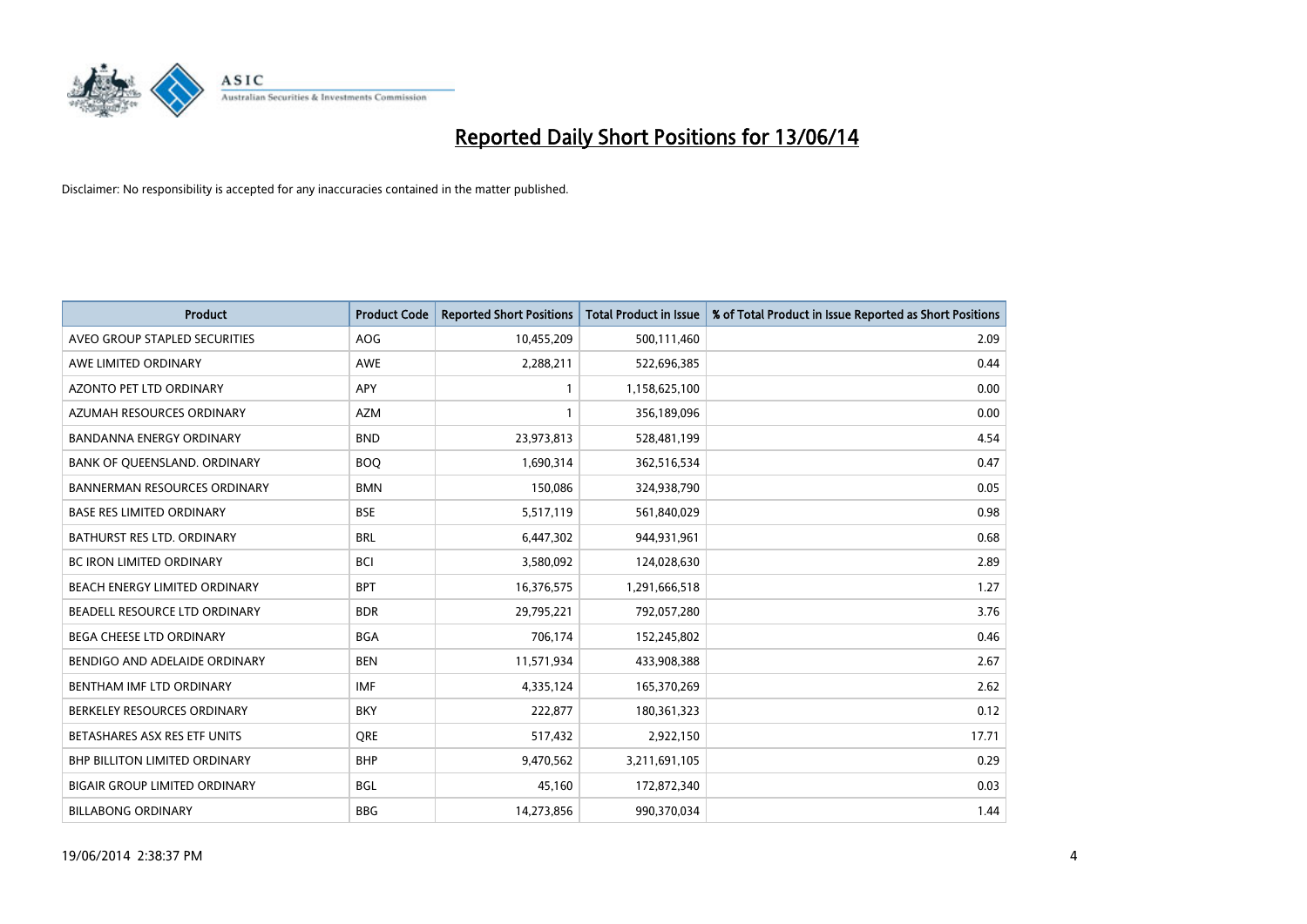# Reported Daily Short Positions for 13/06/14

Disclaimer: No responsibility is accepted for any inaccuracies contained in the matter published.

| Product | Product Code | Reported Short Positions | Total Product in Issue | % of Total Product in Issue Reported as Short Positions |
|---|---|---|---|---|
| AVEO GROUP STAPLED SECURITIES | AOG | 10,455,209 | 500,111,460 | 2.09 |
| AWE LIMITED ORDINARY | AWE | 2,288,211 | 522,696,385 | 0.44 |
| AZONTO PET LTD ORDINARY | APY | 1 | 1,158,625,100 | 0.00 |
| AZUMAH RESOURCES ORDINARY | AZM | 1 | 356,189,096 | 0.00 |
| BANDANNA ENERGY ORDINARY | BND | 23,973,813 | 528,481,199 | 4.54 |
| BANK OF QUEENSLAND. ORDINARY | BOQ | 1,690,314 | 362,516,534 | 0.47 |
| BANNERMAN RESOURCES ORDINARY | BMN | 150,086 | 324,938,790 | 0.05 |
| BASE RES LIMITED ORDINARY | BSE | 5,517,119 | 561,840,029 | 0.98 |
| BATHURST RES LTD. ORDINARY | BRL | 6,447,302 | 944,931,961 | 0.68 |
| BC IRON LIMITED ORDINARY | BCI | 3,580,092 | 124,028,630 | 2.89 |
| BEACH ENERGY LIMITED ORDINARY | BPT | 16,376,575 | 1,291,666,518 | 1.27 |
| BEADELL RESOURCE LTD ORDINARY | BDR | 29,795,221 | 792,057,280 | 3.76 |
| BEGA CHEESE LTD ORDINARY | BGA | 706,174 | 152,245,802 | 0.46 |
| BENDIGO AND ADELAIDE ORDINARY | BEN | 11,571,934 | 433,908,388 | 2.67 |
| BENTHAM IMF LTD ORDINARY | IMF | 4,335,124 | 165,370,269 | 2.62 |
| BERKELEY RESOURCES ORDINARY | BKY | 222,877 | 180,361,323 | 0.12 |
| BETASHARES ASX RES ETF UNITS | QRE | 517,432 | 2,922,150 | 17.71 |
| BHP BILLITON LIMITED ORDINARY | BHP | 9,470,562 | 3,211,691,105 | 0.29 |
| BIGAIR GROUP LIMITED ORDINARY | BGL | 45,160 | 172,872,340 | 0.03 |
| BILLABONG ORDINARY | BBG | 14,273,856 | 990,370,034 | 1.44 |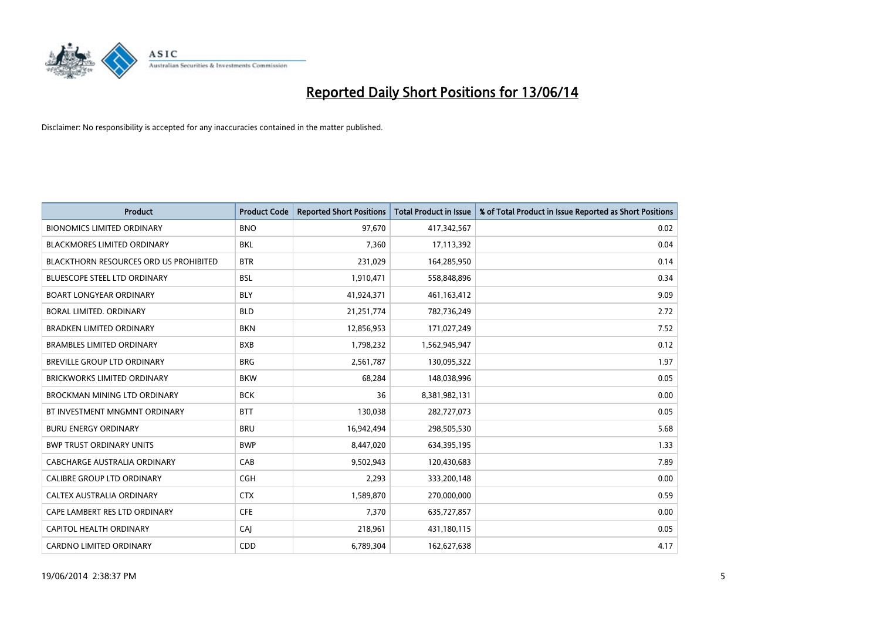# Reported Daily Short Positions for 13/06/14

Disclaimer: No responsibility is accepted for any inaccuracies contained in the matter published.

| Product | Product Code | Reported Short Positions | Total Product in Issue | % of Total Product in Issue Reported as Short Positions |
|---|---|---|---|---|
| BIONOMICS LIMITED ORDINARY | BNO | 97,670 | 417,342,567 | 0.02 |
| BLACKMORES LIMITED ORDINARY | BKL | 7,360 | 17,113,392 | 0.04 |
| BLACKTHORN RESOURCES ORD US PROHIBITED | BTR | 231,029 | 164,285,950 | 0.14 |
| BLUESCOPE STEEL LTD ORDINARY | BSL | 1,910,471 | 558,848,896 | 0.34 |
| BOART LONGYEAR ORDINARY | BLY | 41,924,371 | 461,163,412 | 9.09 |
| BORAL LIMITED. ORDINARY | BLD | 21,251,774 | 782,736,249 | 2.72 |
| BRADKEN LIMITED ORDINARY | BKN | 12,856,953 | 171,027,249 | 7.52 |
| BRAMBLES LIMITED ORDINARY | BXB | 1,798,232 | 1,562,945,947 | 0.12 |
| BREVILLE GROUP LTD ORDINARY | BRG | 2,561,787 | 130,095,322 | 1.97 |
| BRICKWORKS LIMITED ORDINARY | BKW | 68,284 | 148,038,996 | 0.05 |
| BROCKMAN MINING LTD ORDINARY | BCK | 36 | 8,381,982,131 | 0.00 |
| BT INVESTMENT MNGMNT ORDINARY | BTT | 130,038 | 282,727,073 | 0.05 |
| BURU ENERGY ORDINARY | BRU | 16,942,494 | 298,505,530 | 5.68 |
| BWP TRUST ORDINARY UNITS | BWP | 8,447,020 | 634,395,195 | 1.33 |
| CABCHARGE AUSTRALIA ORDINARY | CAB | 9,502,943 | 120,430,683 | 7.89 |
| CALIBRE GROUP LTD ORDINARY | CGH | 2,293 | 333,200,148 | 0.00 |
| CALTEX AUSTRALIA ORDINARY | CTX | 1,589,870 | 270,000,000 | 0.59 |
| CAPE LAMBERT RES LTD ORDINARY | CFE | 7,370 | 635,727,857 | 0.00 |
| CAPITOL HEALTH ORDINARY | CAJ | 218,961 | 431,180,115 | 0.05 |
| CARDNO LIMITED ORDINARY | CDD | 6,789,304 | 162,627,638 | 4.17 |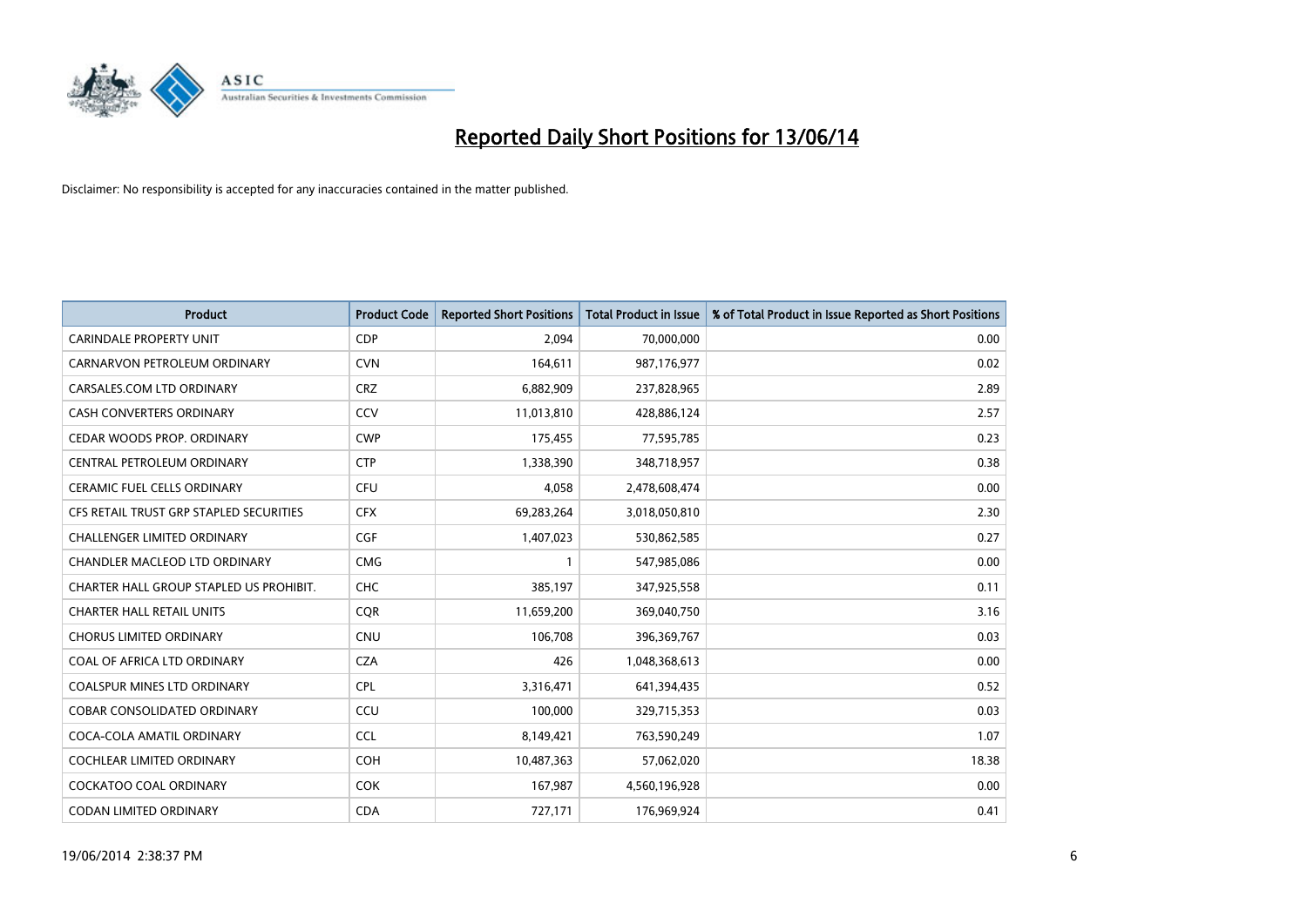# Reported Daily Short Positions for 13/06/14

Disclaimer: No responsibility is accepted for any inaccuracies contained in the matter published.

| Product | Product Code | Reported Short Positions | Total Product in Issue | % of Total Product in Issue Reported as Short Positions |
|---|---|---|---|---|
| CARINDALE PROPERTY UNIT | CDP | 2,094 | 70,000,000 | 0.00 |
| CARNARVON PETROLEUM ORDINARY | CVN | 164,611 | 987,176,977 | 0.02 |
| CARSALES.COM LTD ORDINARY | CRZ | 6,882,909 | 237,828,965 | 2.89 |
| CASH CONVERTERS ORDINARY | CCV | 11,013,810 | 428,886,124 | 2.57 |
| CEDAR WOODS PROP. ORDINARY | CWP | 175,455 | 77,595,785 | 0.23 |
| CENTRAL PETROLEUM ORDINARY | CTP | 1,338,390 | 348,718,957 | 0.38 |
| CERAMIC FUEL CELLS ORDINARY | CFU | 4,058 | 2,478,608,474 | 0.00 |
| CFS RETAIL TRUST GRP STAPLED SECURITIES | CFX | 69,283,264 | 3,018,050,810 | 2.30 |
| CHALLENGER LIMITED ORDINARY | CGF | 1,407,023 | 530,862,585 | 0.27 |
| CHANDLER MACLEOD LTD ORDINARY | CMG | 1 | 547,985,086 | 0.00 |
| CHARTER HALL GROUP STAPLED US PROHIBIT. | CHC | 385,197 | 347,925,558 | 0.11 |
| CHARTER HALL RETAIL UNITS | CQR | 11,659,200 | 369,040,750 | 3.16 |
| CHORUS LIMITED ORDINARY | CNU | 106,708 | 396,369,767 | 0.03 |
| COAL OF AFRICA LTD ORDINARY | CZA | 426 | 1,048,368,613 | 0.00 |
| COALSPUR MINES LTD ORDINARY | CPL | 3,316,471 | 641,394,435 | 0.52 |
| COBAR CONSOLIDATED ORDINARY | CCU | 100,000 | 329,715,353 | 0.03 |
| COCA-COLA AMATIL ORDINARY | CCL | 8,149,421 | 763,590,249 | 1.07 |
| COCHLEAR LIMITED ORDINARY | COH | 10,487,363 | 57,062,020 | 18.38 |
| COCKATOO COAL ORDINARY | COK | 167,987 | 4,560,196,928 | 0.00 |
| CODAN LIMITED ORDINARY | CDA | 727,171 | 176,969,924 | 0.41 |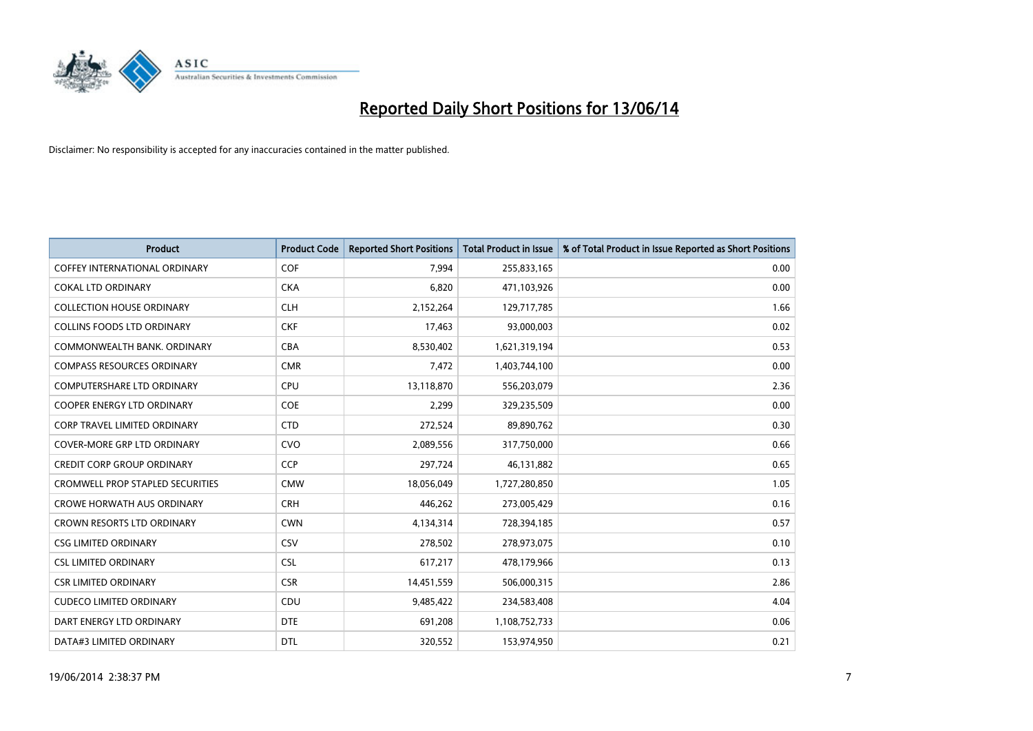# Reported Daily Short Positions for 13/06/14

Disclaimer: No responsibility is accepted for any inaccuracies contained in the matter published.

| Product | Product Code | Reported Short Positions | Total Product in Issue | % of Total Product in Issue Reported as Short Positions |
|---|---|---|---|---|
| COFFEY INTERNATIONAL ORDINARY | COF | 7,994 | 255,833,165 | 0.00 |
| COKAL LTD ORDINARY | CKA | 6,820 | 471,103,926 | 0.00 |
| COLLECTION HOUSE ORDINARY | CLH | 2,152,264 | 129,717,785 | 1.66 |
| COLLINS FOODS LTD ORDINARY | CKF | 17,463 | 93,000,003 | 0.02 |
| COMMONWEALTH BANK. ORDINARY | CBA | 8,530,402 | 1,621,319,194 | 0.53 |
| COMPASS RESOURCES ORDINARY | CMR | 7,472 | 1,403,744,100 | 0.00 |
| COMPUTERSHARE LTD ORDINARY | CPU | 13,118,870 | 556,203,079 | 2.36 |
| COOPER ENERGY LTD ORDINARY | COE | 2,299 | 329,235,509 | 0.00 |
| CORP TRAVEL LIMITED ORDINARY | CTD | 272,524 | 89,890,762 | 0.30 |
| COVER-MORE GRP LTD ORDINARY | CVO | 2,089,556 | 317,750,000 | 0.66 |
| CREDIT CORP GROUP ORDINARY | CCP | 297,724 | 46,131,882 | 0.65 |
| CROMWELL PROP STAPLED SECURITIES | CMW | 18,056,049 | 1,727,280,850 | 1.05 |
| CROWE HORWATH AUS ORDINARY | CRH | 446,262 | 273,005,429 | 0.16 |
| CROWN RESORTS LTD ORDINARY | CWN | 4,134,314 | 728,394,185 | 0.57 |
| CSG LIMITED ORDINARY | CSV | 278,502 | 278,973,075 | 0.10 |
| CSL LIMITED ORDINARY | CSL | 617,217 | 478,179,966 | 0.13 |
| CSR LIMITED ORDINARY | CSR | 14,451,559 | 506,000,315 | 2.86 |
| CUDECO LIMITED ORDINARY | CDU | 9,485,422 | 234,583,408 | 4.04 |
| DART ENERGY LTD ORDINARY | DTE | 691,208 | 1,108,752,733 | 0.06 |
| DATA#3 LIMITED ORDINARY | DTL | 320,552 | 153,974,950 | 0.21 |

19/06/2014 2:38:37 PM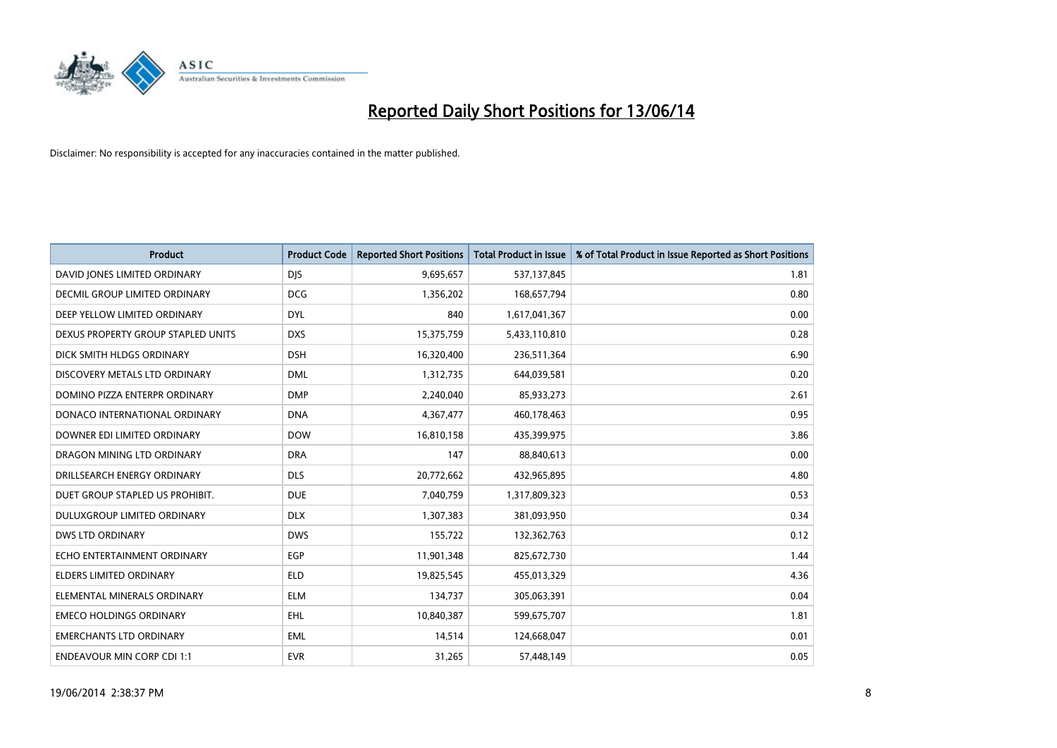# Reported Daily Short Positions for 13/06/14

Disclaimer: No responsibility is accepted for any inaccuracies contained in the matter published.

| Product | Product Code | Reported Short Positions | Total Product in Issue | % of Total Product in Issue Reported as Short Positions |
| --- | --- | --- | --- | --- |
| DAVID JONES LIMITED ORDINARY | DJS | 9,695,657 | 537,137,845 | 1.81 |
| DECMIL GROUP LIMITED ORDINARY | DCG | 1,356,202 | 168,657,794 | 0.80 |
| DEEP YELLOW LIMITED ORDINARY | DYL | 840 | 1,617,041,367 | 0.00 |
| DEXUS PROPERTY GROUP STAPLED UNITS | DXS | 15,375,759 | 5,433,110,810 | 0.28 |
| DICK SMITH HLDGS ORDINARY | DSH | 16,320,400 | 236,511,364 | 6.90 |
| DISCOVERY METALS LTD ORDINARY | DML | 1,312,735 | 644,039,581 | 0.20 |
| DOMINO PIZZA ENTERPR ORDINARY | DMP | 2,240,040 | 85,933,273 | 2.61 |
| DONACO INTERNATIONAL ORDINARY | DNA | 4,367,477 | 460,178,463 | 0.95 |
| DOWNER EDI LIMITED ORDINARY | DOW | 16,810,158 | 435,399,975 | 3.86 |
| DRAGON MINING LTD ORDINARY | DRA | 147 | 88,840,613 | 0.00 |
| DRILLSEARCH ENERGY ORDINARY | DLS | 20,772,662 | 432,965,895 | 4.80 |
| DUET GROUP STAPLED US PROHIBIT. | DUE | 7,040,759 | 1,317,809,323 | 0.53 |
| DULUXGROUP LIMITED ORDINARY | DLX | 1,307,383 | 381,093,950 | 0.34 |
| DWS LTD ORDINARY | DWS | 155,722 | 132,362,763 | 0.12 |
| ECHO ENTERTAINMENT ORDINARY | EGP | 11,901,348 | 825,672,730 | 1.44 |
| ELDERS LIMITED ORDINARY | ELD | 19,825,545 | 455,013,329 | 4.36 |
| ELEMENTAL MINERALS ORDINARY | ELM | 134,737 | 305,063,391 | 0.04 |
| EMECO HOLDINGS ORDINARY | EHL | 10,840,387 | 599,675,707 | 1.81 |
| EMERCHANTS LTD ORDINARY | EML | 14,514 | 124,668,047 | 0.01 |
| ENDEAVOUR MIN CORP CDI 1:1 | EVR | 31,265 | 57,448,149 | 0.05 |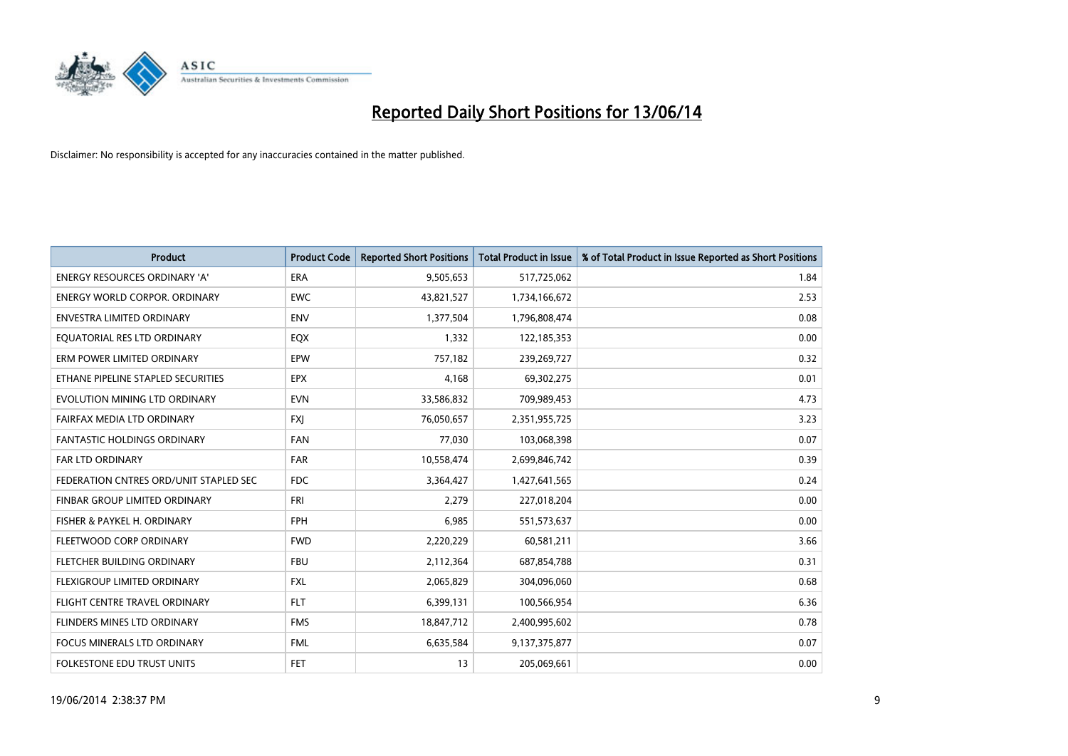# Reported Daily Short Positions for 13/06/14

Disclaimer: No responsibility is accepted for any inaccuracies contained in the matter published.

| Product | Product Code | Reported Short Positions | Total Product in Issue | % of Total Product in Issue Reported as Short Positions |
| --- | --- | --- | --- | --- |
| ENERGY RESOURCES ORDINARY 'A' | ERA | 9,505,653 | 517,725,062 | 1.84 |
| ENERGY WORLD CORPOR. ORDINARY | EWC | 43,821,527 | 1,734,166,672 | 2.53 |
| ENVESTRA LIMITED ORDINARY | ENV | 1,377,504 | 1,796,808,474 | 0.08 |
| EQUATORIAL RES LTD ORDINARY | EQX | 1,332 | 122,185,353 | 0.00 |
| ERM POWER LIMITED ORDINARY | EPW | 757,182 | 239,269,727 | 0.32 |
| ETHANE PIPELINE STAPLED SECURITIES | EPX | 4,168 | 69,302,275 | 0.01 |
| EVOLUTION MINING LTD ORDINARY | EVN | 33,586,832 | 709,989,453 | 4.73 |
| FAIRFAX MEDIA LTD ORDINARY | FXJ | 76,050,657 | 2,351,955,725 | 3.23 |
| FANTASTIC HOLDINGS ORDINARY | FAN | 77,030 | 103,068,398 | 0.07 |
| FAR LTD ORDINARY | FAR | 10,558,474 | 2,699,846,742 | 0.39 |
| FEDERATION CNTRES ORD/UNIT STAPLED SEC | FDC | 3,364,427 | 1,427,641,565 | 0.24 |
| FINBAR GROUP LIMITED ORDINARY | FRI | 2,279 | 227,018,204 | 0.00 |
| FISHER & PAYKEL H. ORDINARY | FPH | 6,985 | 551,573,637 | 0.00 |
| FLEETWOOD CORP ORDINARY | FWD | 2,220,229 | 60,581,211 | 3.66 |
| FLETCHER BUILDING ORDINARY | FBU | 2,112,364 | 687,854,788 | 0.31 |
| FLEXIGROUP LIMITED ORDINARY | FXL | 2,065,829 | 304,096,060 | 0.68 |
| FLIGHT CENTRE TRAVEL ORDINARY | FLT | 6,399,131 | 100,566,954 | 6.36 |
| FLINDERS MINES LTD ORDINARY | FMS | 18,847,712 | 2,400,995,602 | 0.78 |
| FOCUS MINERALS LTD ORDINARY | FML | 6,635,584 | 9,137,375,877 | 0.07 |
| FOLKESTONE EDU TRUST UNITS | FET | 13 | 205,069,661 | 0.00 |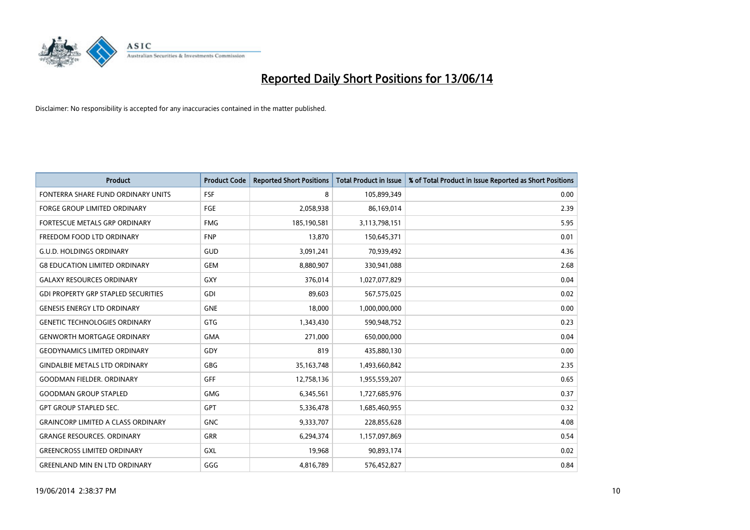# Reported Daily Short Positions for 13/06/14

Disclaimer: No responsibility is accepted for any inaccuracies contained in the matter published.

| Product | Product Code | Reported Short Positions | Total Product in Issue | % of Total Product in Issue Reported as Short Positions |
|---|---|---|---|---|
| FONTERRA SHARE FUND ORDINARY UNITS | FSF | 8 | 105,899,349 | 0.00 |
| FORGE GROUP LIMITED ORDINARY | FGE | 2,058,938 | 86,169,014 | 2.39 |
| FORTESCUE METALS GRP ORDINARY | FMG | 185,190,581 | 3,113,798,151 | 5.95 |
| FREEDOM FOOD LTD ORDINARY | FNP | 13,870 | 150,645,371 | 0.01 |
| G.U.D. HOLDINGS ORDINARY | GUD | 3,091,241 | 70,939,492 | 4.36 |
| G8 EDUCATION LIMITED ORDINARY | GEM | 8,880,907 | 330,941,088 | 2.68 |
| GALAXY RESOURCES ORDINARY | GXY | 376,014 | 1,027,077,829 | 0.04 |
| GDI PROPERTY GRP STAPLED SECURITIES | GDI | 89,603 | 567,575,025 | 0.02 |
| GENESIS ENERGY LTD ORDINARY | GNE | 18,000 | 1,000,000,000 | 0.00 |
| GENETIC TECHNOLOGIES ORDINARY | GTG | 1,343,430 | 590,948,752 | 0.23 |
| GENWORTH MORTGAGE ORDINARY | GMA | 271,000 | 650,000,000 | 0.04 |
| GEODYNAMICS LIMITED ORDINARY | GDY | 819 | 435,880,130 | 0.00 |
| GINDALBIE METALS LTD ORDINARY | GBG | 35,163,748 | 1,493,660,842 | 2.35 |
| GOODMAN FIELDER. ORDINARY | GFF | 12,758,136 | 1,955,559,207 | 0.65 |
| GOODMAN GROUP STAPLED | GMG | 6,345,561 | 1,727,685,976 | 0.37 |
| GPT GROUP STAPLED SEC. | GPT | 5,336,478 | 1,685,460,955 | 0.32 |
| GRAINCORP LIMITED A CLASS ORDINARY | GNC | 9,333,707 | 228,855,628 | 4.08 |
| GRANGE RESOURCES. ORDINARY | GRR | 6,294,374 | 1,157,097,869 | 0.54 |
| GREENCROSS LIMITED ORDINARY | GXL | 19,968 | 90,893,174 | 0.02 |
| GREENLAND MIN EN LTD ORDINARY | GGG | 4,816,789 | 576,452,827 | 0.84 |

19/06/2014 2:38:37 PM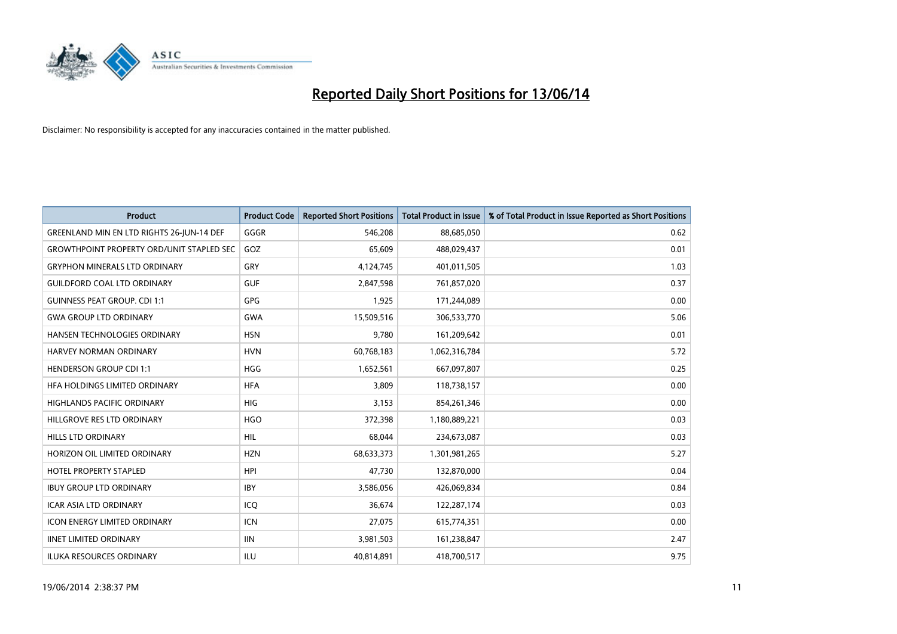# Reported Daily Short Positions for 13/06/14

Disclaimer: No responsibility is accepted for any inaccuracies contained in the matter published.

| Product | Product Code | Reported Short Positions | Total Product in Issue | % of Total Product in Issue Reported as Short Positions |
|---|---|---|---|---|
| GREENLAND MIN EN LTD RIGHTS 26-JUN-14 DEF | GGGR | 546,208 | 88,685,050 | 0.62 |
| GROWTHPOINT PROPERTY ORD/UNIT STAPLED SEC | GOZ | 65,609 | 488,029,437 | 0.01 |
| GRYPHON MINERALS LTD ORDINARY | GRY | 4,124,745 | 401,011,505 | 1.03 |
| GUILDFORD COAL LTD ORDINARY | GUF | 2,847,598 | 761,857,020 | 0.37 |
| GUINNESS PEAT GROUP. CDI 1:1 | GPG | 1,925 | 171,244,089 | 0.00 |
| GWA GROUP LTD ORDINARY | GWA | 15,509,516 | 306,533,770 | 5.06 |
| HANSEN TECHNOLOGIES ORDINARY | HSN | 9,780 | 161,209,642 | 0.01 |
| HARVEY NORMAN ORDINARY | HVN | 60,768,183 | 1,062,316,784 | 5.72 |
| HENDERSON GROUP CDI 1:1 | HGG | 1,652,561 | 667,097,807 | 0.25 |
| HFA HOLDINGS LIMITED ORDINARY | HFA | 3,809 | 118,738,157 | 0.00 |
| HIGHLANDS PACIFIC ORDINARY | HIG | 3,153 | 854,261,346 | 0.00 |
| HILLGROVE RES LTD ORDINARY | HGO | 372,398 | 1,180,889,221 | 0.03 |
| HILLS LTD ORDINARY | HIL | 68,044 | 234,673,087 | 0.03 |
| HORIZON OIL LIMITED ORDINARY | HZN | 68,633,373 | 1,301,981,265 | 5.27 |
| HOTEL PROPERTY STAPLED | HPI | 47,730 | 132,870,000 | 0.04 |
| IBUY GROUP LTD ORDINARY | IBY | 3,586,056 | 426,069,834 | 0.84 |
| ICAR ASIA LTD ORDINARY | ICQ | 36,674 | 122,287,174 | 0.03 |
| ICON ENERGY LIMITED ORDINARY | ICN | 27,075 | 615,774,351 | 0.00 |
| IINET LIMITED ORDINARY | IIN | 3,981,503 | 161,238,847 | 2.47 |
| ILUKA RESOURCES ORDINARY | ILU | 40,814,891 | 418,700,517 | 9.75 |

19/06/2014 2:38:37 PM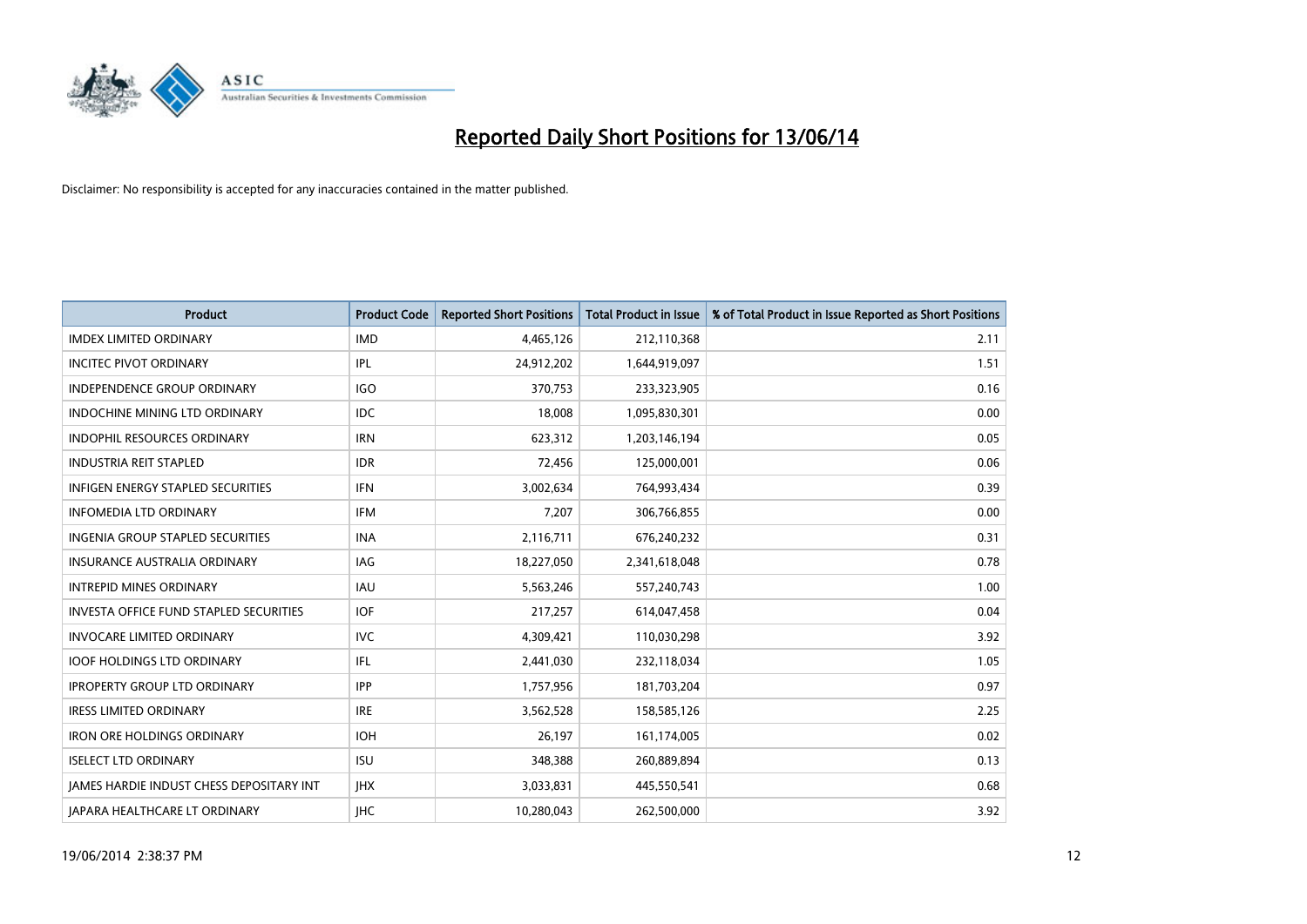# Reported Daily Short Positions for 13/06/14

Disclaimer: No responsibility is accepted for any inaccuracies contained in the matter published.

| Product | Product Code | Reported Short Positions | Total Product in Issue | % of Total Product in Issue Reported as Short Positions |
|---|---|---|---|---|
| IMDEX LIMITED ORDINARY | IMD | 4,465,126 | 212,110,368 | 2.11 |
| INCITEC PIVOT ORDINARY | IPL | 24,912,202 | 1,644,919,097 | 1.51 |
| INDEPENDENCE GROUP ORDINARY | IGO | 370,753 | 233,323,905 | 0.16 |
| INDOCHINE MINING LTD ORDINARY | IDC | 18,008 | 1,095,830,301 | 0.00 |
| INDOPHIL RESOURCES ORDINARY | IRN | 623,312 | 1,203,146,194 | 0.05 |
| INDUSTRIA REIT STAPLED | IDR | 72,456 | 125,000,001 | 0.06 |
| INFIGEN ENERGY STAPLED SECURITIES | IFN | 3,002,634 | 764,993,434 | 0.39 |
| INFOMEDIA LTD ORDINARY | IFM | 7,207 | 306,766,855 | 0.00 |
| INGENIA GROUP STAPLED SECURITIES | INA | 2,116,711 | 676,240,232 | 0.31 |
| INSURANCE AUSTRALIA ORDINARY | IAG | 18,227,050 | 2,341,618,048 | 0.78 |
| INTREPID MINES ORDINARY | IAU | 5,563,246 | 557,240,743 | 1.00 |
| INVESTA OFFICE FUND STAPLED SECURITIES | IOF | 217,257 | 614,047,458 | 0.04 |
| INVOCARE LIMITED ORDINARY | IVC | 4,309,421 | 110,030,298 | 3.92 |
| IOOF HOLDINGS LTD ORDINARY | IFL | 2,441,030 | 232,118,034 | 1.05 |
| IPROPERTY GROUP LTD ORDINARY | IPP | 1,757,956 | 181,703,204 | 0.97 |
| IRESS LIMITED ORDINARY | IRE | 3,562,528 | 158,585,126 | 2.25 |
| IRON ORE HOLDINGS ORDINARY | IOH | 26,197 | 161,174,005 | 0.02 |
| ISELECT LTD ORDINARY | ISU | 348,388 | 260,889,894 | 0.13 |
| JAMES HARDIE INDUST CHESS DEPOSITARY INT | JHX | 3,033,831 | 445,550,541 | 0.68 |
| JAPARA HEALTHCARE LT ORDINARY | JHC | 10,280,043 | 262,500,000 | 3.92 |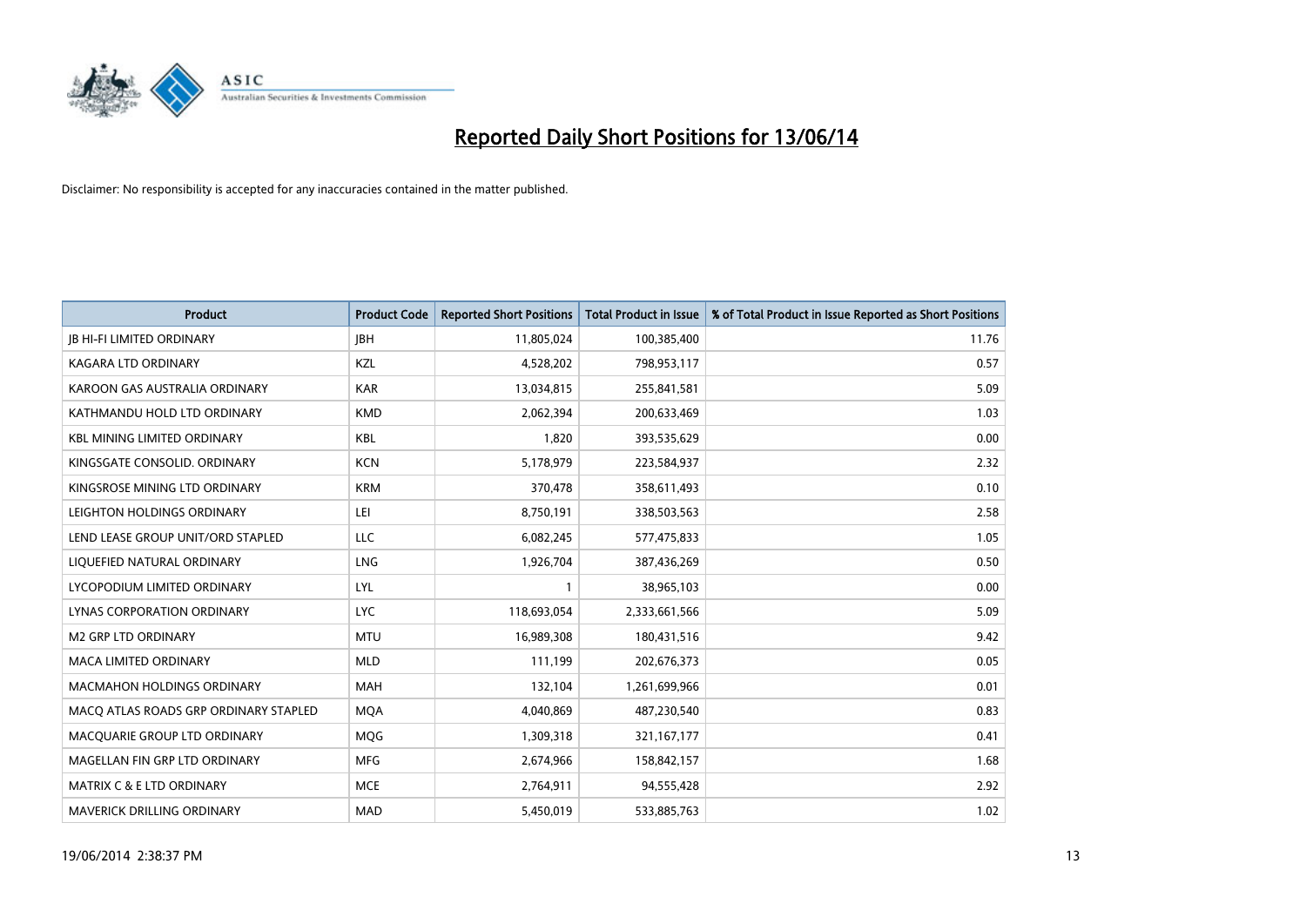# Reported Daily Short Positions for 13/06/14

Disclaimer: No responsibility is accepted for any inaccuracies contained in the matter published.

| Product | Product Code | Reported Short Positions | Total Product in Issue | % of Total Product in Issue Reported as Short Positions |
|---|---|---|---|---|
| JB HI-FI LIMITED ORDINARY | JBH | 11,805,024 | 100,385,400 | 11.76 |
| KAGARA LTD ORDINARY | KZL | 4,528,202 | 798,953,117 | 0.57 |
| KAROON GAS AUSTRALIA ORDINARY | KAR | 13,034,815 | 255,841,581 | 5.09 |
| KATHMANDU HOLD LTD ORDINARY | KMD | 2,062,394 | 200,633,469 | 1.03 |
| KBL MINING LIMITED ORDINARY | KBL | 1,820 | 393,535,629 | 0.00 |
| KINGSGATE CONSOLID. ORDINARY | KCN | 5,178,979 | 223,584,937 | 2.32 |
| KINGSROSE MINING LTD ORDINARY | KRM | 370,478 | 358,611,493 | 0.10 |
| LEIGHTON HOLDINGS ORDINARY | LEI | 8,750,191 | 338,503,563 | 2.58 |
| LEND LEASE GROUP UNIT/ORD STAPLED | LLC | 6,082,245 | 577,475,833 | 1.05 |
| LIQUEFIED NATURAL ORDINARY | LNG | 1,926,704 | 387,436,269 | 0.50 |
| LYCOPODIUM LIMITED ORDINARY | LYL | 1 | 38,965,103 | 0.00 |
| LYNAS CORPORATION ORDINARY | LYC | 118,693,054 | 2,333,661,566 | 5.09 |
| M2 GRP LTD ORDINARY | MTU | 16,989,308 | 180,431,516 | 9.42 |
| MACA LIMITED ORDINARY | MLD | 111,199 | 202,676,373 | 0.05 |
| MACMAHON HOLDINGS ORDINARY | MAH | 132,104 | 1,261,699,966 | 0.01 |
| MACQ ATLAS ROADS GRP ORDINARY STAPLED | MQA | 4,040,869 | 487,230,540 | 0.83 |
| MACQUARIE GROUP LTD ORDINARY | MQG | 1,309,318 | 321,167,177 | 0.41 |
| MAGELLAN FIN GRP LTD ORDINARY | MFG | 2,674,966 | 158,842,157 | 1.68 |
| MATRIX C & E LTD ORDINARY | MCE | 2,764,911 | 94,555,428 | 2.92 |
| MAVERICK DRILLING ORDINARY | MAD | 5,450,019 | 533,885,763 | 1.02 |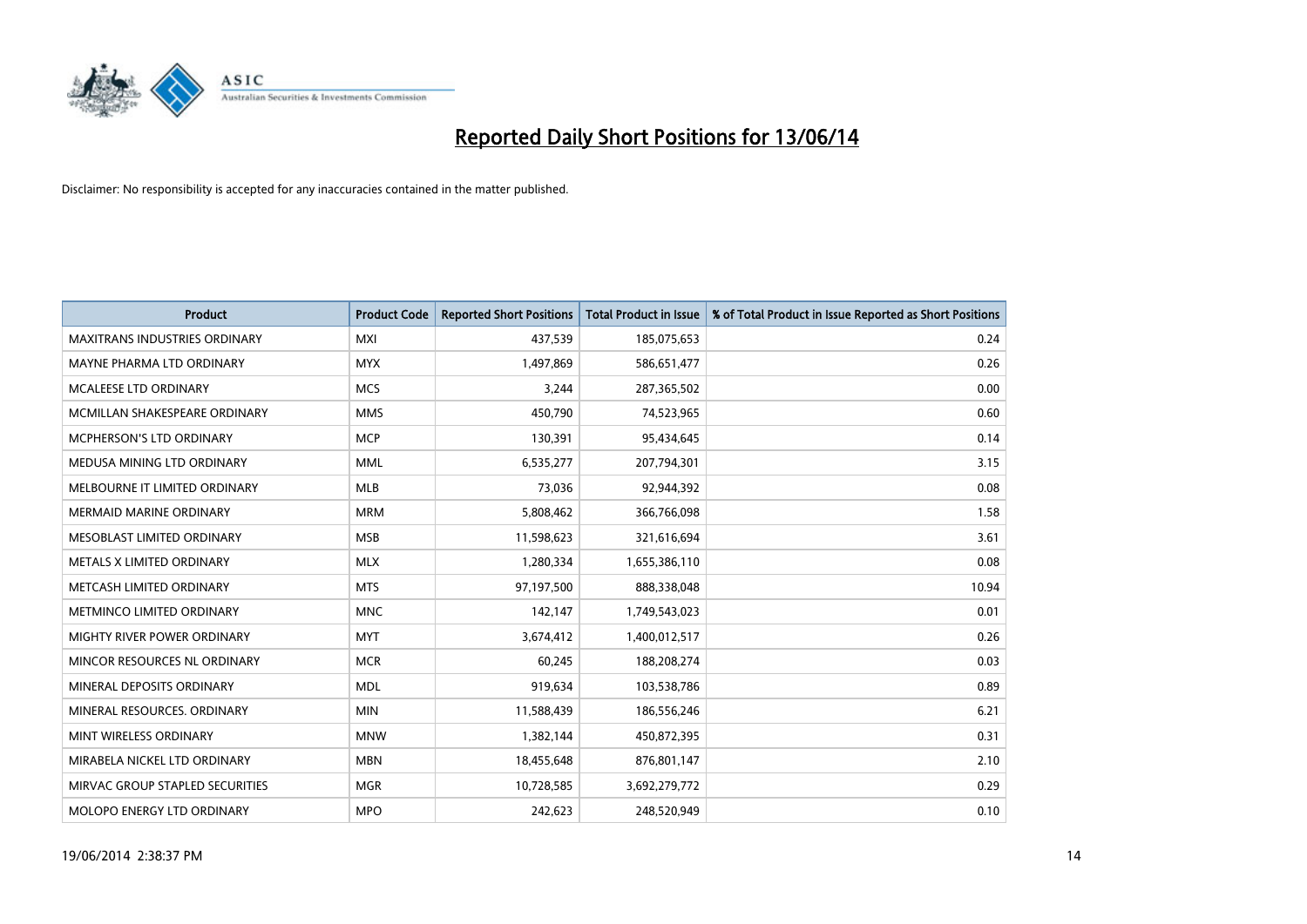# Reported Daily Short Positions for 13/06/14

Disclaimer: No responsibility is accepted for any inaccuracies contained in the matter published.

| Product | Product Code | Reported Short Positions | Total Product in Issue | % of Total Product in Issue Reported as Short Positions |
|---|---|---|---|---|
| MAXITRANS INDUSTRIES ORDINARY | MXI | 437,539 | 185,075,653 | 0.24 |
| MAYNE PHARMA LTD ORDINARY | MYX | 1,497,869 | 586,651,477 | 0.26 |
| MCALEESE LTD ORDINARY | MCS | 3,244 | 287,365,502 | 0.00 |
| MCMILLAN SHAKESPEARE ORDINARY | MMS | 450,790 | 74,523,965 | 0.60 |
| MCPHERSON'S LTD ORDINARY | MCP | 130,391 | 95,434,645 | 0.14 |
| MEDUSA MINING LTD ORDINARY | MML | 6,535,277 | 207,794,301 | 3.15 |
| MELBOURNE IT LIMITED ORDINARY | MLB | 73,036 | 92,944,392 | 0.08 |
| MERMAID MARINE ORDINARY | MRM | 5,808,462 | 366,766,098 | 1.58 |
| MESOBLAST LIMITED ORDINARY | MSB | 11,598,623 | 321,616,694 | 3.61 |
| METALS X LIMITED ORDINARY | MLX | 1,280,334 | 1,655,386,110 | 0.08 |
| METCASH LIMITED ORDINARY | MTS | 97,197,500 | 888,338,048 | 10.94 |
| METMINCO LIMITED ORDINARY | MNC | 142,147 | 1,749,543,023 | 0.01 |
| MIGHTY RIVER POWER ORDINARY | MYT | 3,674,412 | 1,400,012,517 | 0.26 |
| MINCOR RESOURCES NL ORDINARY | MCR | 60,245 | 188,208,274 | 0.03 |
| MINERAL DEPOSITS ORDINARY | MDL | 919,634 | 103,538,786 | 0.89 |
| MINERAL RESOURCES. ORDINARY | MIN | 11,588,439 | 186,556,246 | 6.21 |
| MINT WIRELESS ORDINARY | MNW | 1,382,144 | 450,872,395 | 0.31 |
| MIRABELA NICKEL LTD ORDINARY | MBN | 18,455,648 | 876,801,147 | 2.10 |
| MIRVAC GROUP STAPLED SECURITIES | MGR | 10,728,585 | 3,692,279,772 | 0.29 |
| MOLOPO ENERGY LTD ORDINARY | MPO | 242,623 | 248,520,949 | 0.10 |

19/06/2014 2:38:37 PM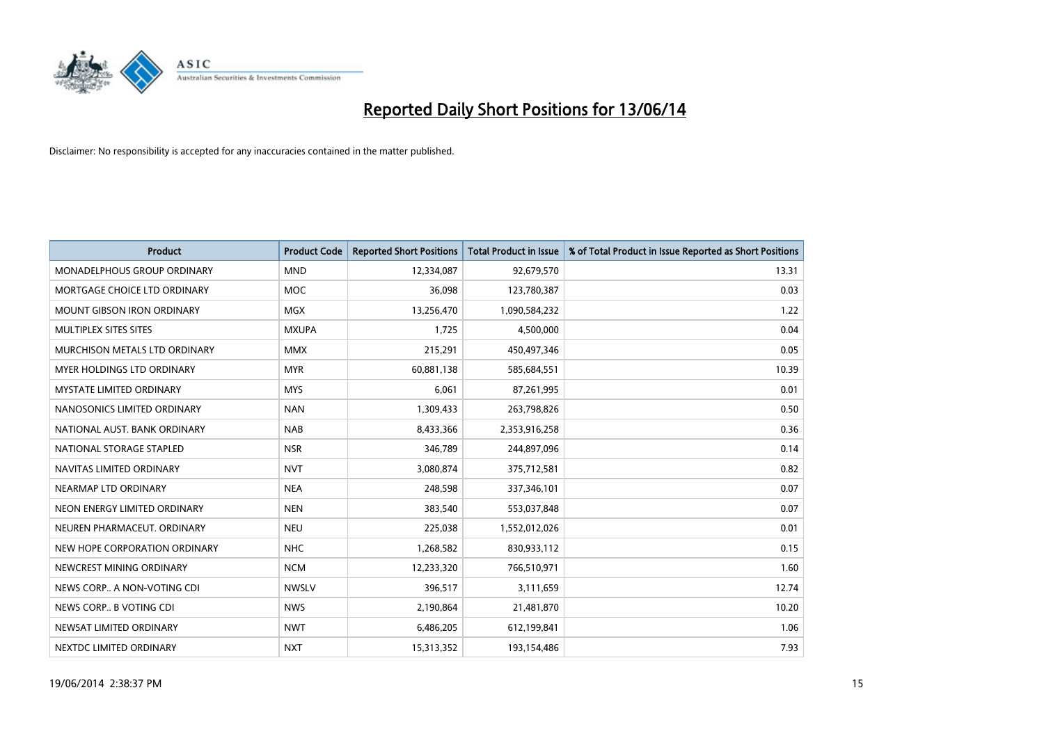# Reported Daily Short Positions for 13/06/14

Disclaimer: No responsibility is accepted for any inaccuracies contained in the matter published.

| Product | Product Code | Reported Short Positions | Total Product in Issue | % of Total Product in Issue Reported as Short Positions |
|---|---|---|---|---|
| MONADELPHOUS GROUP ORDINARY | MND | 12,334,087 | 92,679,570 | 13.31 |
| MORTGAGE CHOICE LTD ORDINARY | MOC | 36,098 | 123,780,387 | 0.03 |
| MOUNT GIBSON IRON ORDINARY | MGX | 13,256,470 | 1,090,584,232 | 1.22 |
| MULTIPLEX SITES SITES | MXUPA | 1,725 | 4,500,000 | 0.04 |
| MURCHISON METALS LTD ORDINARY | MMX | 215,291 | 450,497,346 | 0.05 |
| MYER HOLDINGS LTD ORDINARY | MYR | 60,881,138 | 585,684,551 | 10.39 |
| MYSTATE LIMITED ORDINARY | MYS | 6,061 | 87,261,995 | 0.01 |
| NANOSONICS LIMITED ORDINARY | NAN | 1,309,433 | 263,798,826 | 0.50 |
| NATIONAL AUST. BANK ORDINARY | NAB | 8,433,366 | 2,353,916,258 | 0.36 |
| NATIONAL STORAGE STAPLED | NSR | 346,789 | 244,897,096 | 0.14 |
| NAVITAS LIMITED ORDINARY | NVT | 3,080,874 | 375,712,581 | 0.82 |
| NEARMAP LTD ORDINARY | NEA | 248,598 | 337,346,101 | 0.07 |
| NEON ENERGY LIMITED ORDINARY | NEN | 383,540 | 553,037,848 | 0.07 |
| NEUREN PHARMACEUT. ORDINARY | NEU | 225,038 | 1,552,012,026 | 0.01 |
| NEW HOPE CORPORATION ORDINARY | NHC | 1,268,582 | 830,933,112 | 0.15 |
| NEWCREST MINING ORDINARY | NCM | 12,233,320 | 766,510,971 | 1.60 |
| NEWS CORP.. A NON-VOTING CDI | NWSLV | 396,517 | 3,111,659 | 12.74 |
| NEWS CORP.. B VOTING CDI | NWS | 2,190,864 | 21,481,870 | 10.20 |
| NEWSAT LIMITED ORDINARY | NWT | 6,486,205 | 612,199,841 | 1.06 |
| NEXTDC LIMITED ORDINARY | NXT | 15,313,352 | 193,154,486 | 7.93 |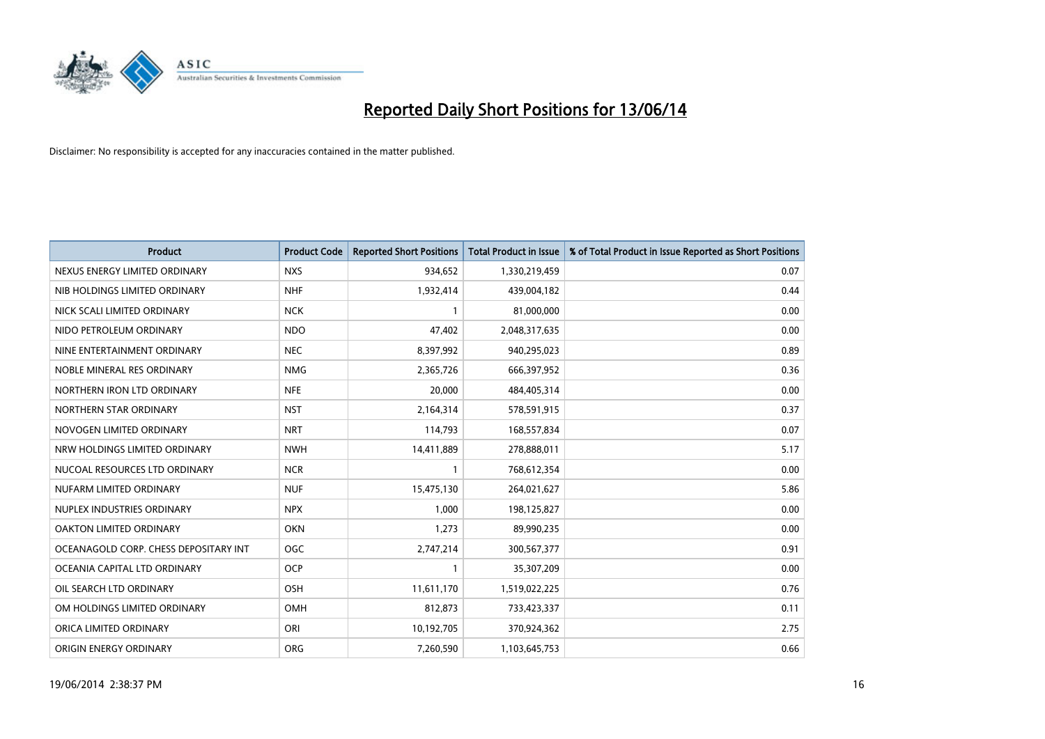# Reported Daily Short Positions for 13/06/14

Disclaimer: No responsibility is accepted for any inaccuracies contained in the matter published.

| Product | Product Code | Reported Short Positions | Total Product in Issue | % of Total Product in Issue Reported as Short Positions |
|---|---|---|---|---|
| NEXUS ENERGY LIMITED ORDINARY | NXS | 934,652 | 1,330,219,459 | 0.07 |
| NIB HOLDINGS LIMITED ORDINARY | NHF | 1,932,414 | 439,004,182 | 0.44 |
| NICK SCALI LIMITED ORDINARY | NCK | 1 | 81,000,000 | 0.00 |
| NIDO PETROLEUM ORDINARY | NDO | 47,402 | 2,048,317,635 | 0.00 |
| NINE ENTERTAINMENT ORDINARY | NEC | 8,397,992 | 940,295,023 | 0.89 |
| NOBLE MINERAL RES ORDINARY | NMG | 2,365,726 | 666,397,952 | 0.36 |
| NORTHERN IRON LTD ORDINARY | NFE | 20,000 | 484,405,314 | 0.00 |
| NORTHERN STAR ORDINARY | NST | 2,164,314 | 578,591,915 | 0.37 |
| NOVOGEN LIMITED ORDINARY | NRT | 114,793 | 168,557,834 | 0.07 |
| NRW HOLDINGS LIMITED ORDINARY | NWH | 14,411,889 | 278,888,011 | 5.17 |
| NUCOAL RESOURCES LTD ORDINARY | NCR | 1 | 768,612,354 | 0.00 |
| NUFARM LIMITED ORDINARY | NUF | 15,475,130 | 264,021,627 | 5.86 |
| NUPLEX INDUSTRIES ORDINARY | NPX | 1,000 | 198,125,827 | 0.00 |
| OAKTON LIMITED ORDINARY | OKN | 1,273 | 89,990,235 | 0.00 |
| OCEANAGOLD CORP. CHESS DEPOSITARY INT | OGC | 2,747,214 | 300,567,377 | 0.91 |
| OCEANIA CAPITAL LTD ORDINARY | OCP | 1 | 35,307,209 | 0.00 |
| OIL SEARCH LTD ORDINARY | OSH | 11,611,170 | 1,519,022,225 | 0.76 |
| OM HOLDINGS LIMITED ORDINARY | OMH | 812,873 | 733,423,337 | 0.11 |
| ORICA LIMITED ORDINARY | ORI | 10,192,705 | 370,924,362 | 2.75 |
| ORIGIN ENERGY ORDINARY | ORG | 7,260,590 | 1,103,645,753 | 0.66 |

19/06/2014 2:38:37 PM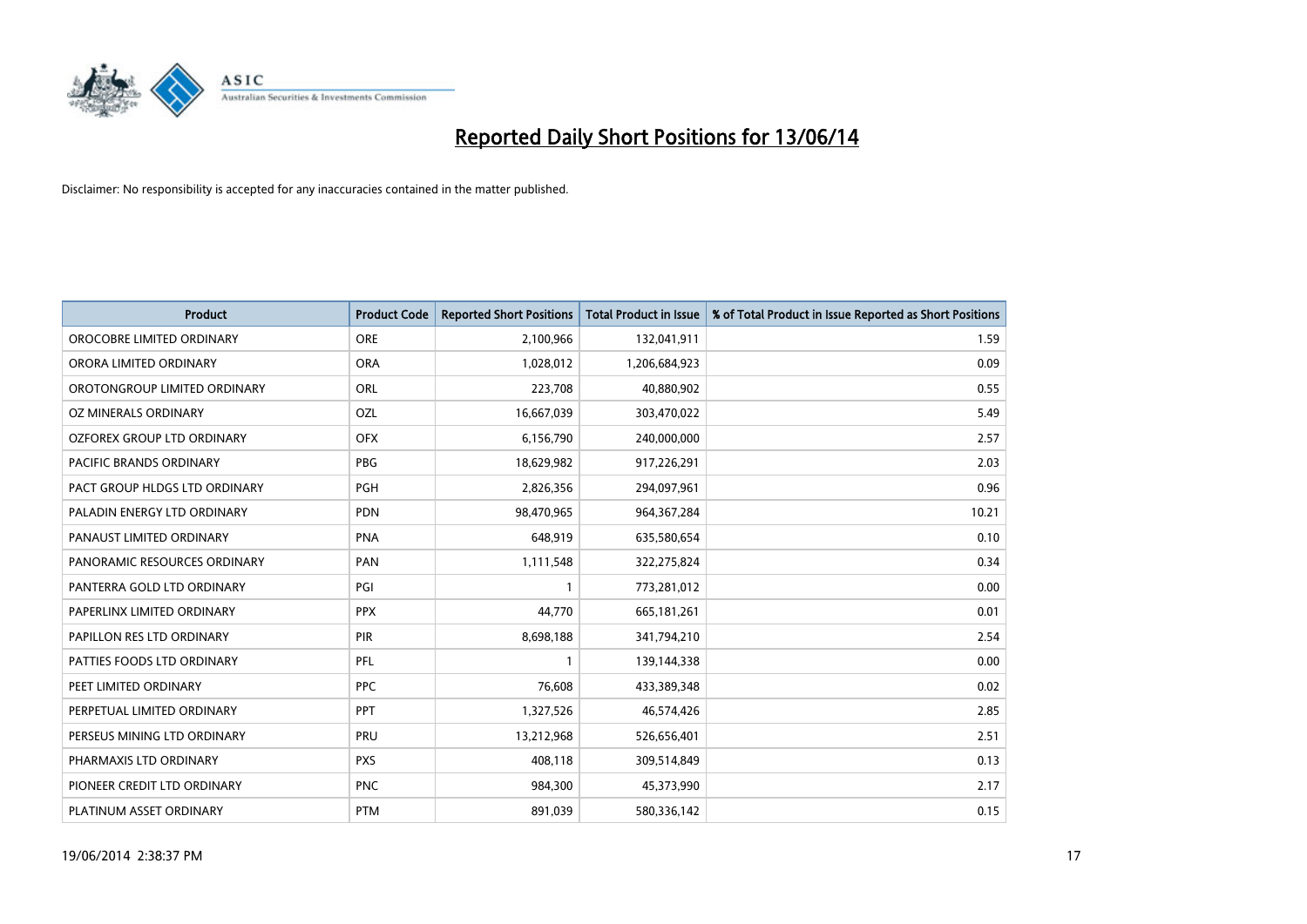# Reported Daily Short Positions for 13/06/14

Disclaimer: No responsibility is accepted for any inaccuracies contained in the matter published.

| Product | Product Code | Reported Short Positions | Total Product in Issue | % of Total Product in Issue Reported as Short Positions |
|---|---|---|---|---|
| OROCOBRE LIMITED ORDINARY | ORE | 2,100,966 | 132,041,911 | 1.59 |
| ORORA LIMITED ORDINARY | ORA | 1,028,012 | 1,206,684,923 | 0.09 |
| OROTONGROUP LIMITED ORDINARY | ORL | 223,708 | 40,880,902 | 0.55 |
| OZ MINERALS ORDINARY | OZL | 16,667,039 | 303,470,022 | 5.49 |
| OZFOREX GROUP LTD ORDINARY | OFX | 6,156,790 | 240,000,000 | 2.57 |
| PACIFIC BRANDS ORDINARY | PBG | 18,629,982 | 917,226,291 | 2.03 |
| PACT GROUP HLDGS LTD ORDINARY | PGH | 2,826,356 | 294,097,961 | 0.96 |
| PALADIN ENERGY LTD ORDINARY | PDN | 98,470,965 | 964,367,284 | 10.21 |
| PANAUST LIMITED ORDINARY | PNA | 648,919 | 635,580,654 | 0.10 |
| PANORAMIC RESOURCES ORDINARY | PAN | 1,111,548 | 322,275,824 | 0.34 |
| PANTERRA GOLD LTD ORDINARY | PGI | 1 | 773,281,012 | 0.00 |
| PAPERLINX LIMITED ORDINARY | PPX | 44,770 | 665,181,261 | 0.01 |
| PAPILLON RES LTD ORDINARY | PIR | 8,698,188 | 341,794,210 | 2.54 |
| PATTIES FOODS LTD ORDINARY | PFL | 1 | 139,144,338 | 0.00 |
| PEET LIMITED ORDINARY | PPC | 76,608 | 433,389,348 | 0.02 |
| PERPETUAL LIMITED ORDINARY | PPT | 1,327,526 | 46,574,426 | 2.85 |
| PERSEUS MINING LTD ORDINARY | PRU | 13,212,968 | 526,656,401 | 2.51 |
| PHARMAXIS LTD ORDINARY | PXS | 408,118 | 309,514,849 | 0.13 |
| PIONEER CREDIT LTD ORDINARY | PNC | 984,300 | 45,373,990 | 2.17 |
| PLATINUM ASSET ORDINARY | PTM | 891,039 | 580,336,142 | 0.15 |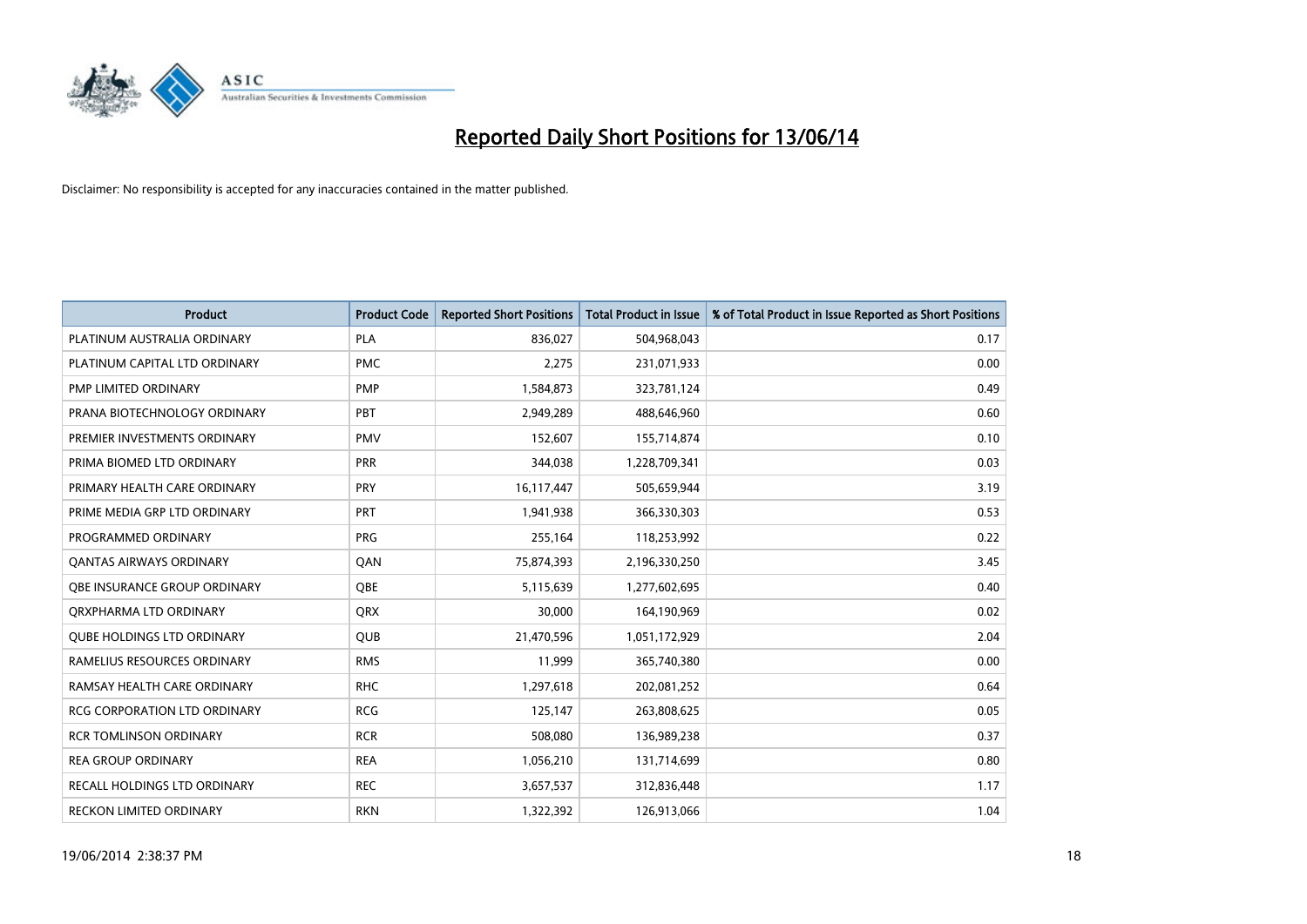# Reported Daily Short Positions for 13/06/14

Disclaimer: No responsibility is accepted for any inaccuracies contained in the matter published.

| Product | Product Code | Reported Short Positions | Total Product in Issue | % of Total Product in Issue Reported as Short Positions |
|---|---|---|---|---|
| PLATINUM AUSTRALIA ORDINARY | PLA | 836,027 | 504,968,043 | 0.17 |
| PLATINUM CAPITAL LTD ORDINARY | PMC | 2,275 | 231,071,933 | 0.00 |
| PMP LIMITED ORDINARY | PMP | 1,584,873 | 323,781,124 | 0.49 |
| PRANA BIOTECHNOLOGY ORDINARY | PBT | 2,949,289 | 488,646,960 | 0.60 |
| PREMIER INVESTMENTS ORDINARY | PMV | 152,607 | 155,714,874 | 0.10 |
| PRIMA BIOMED LTD ORDINARY | PRR | 344,038 | 1,228,709,341 | 0.03 |
| PRIMARY HEALTH CARE ORDINARY | PRY | 16,117,447 | 505,659,944 | 3.19 |
| PRIME MEDIA GRP LTD ORDINARY | PRT | 1,941,938 | 366,330,303 | 0.53 |
| PROGRAMMED ORDINARY | PRG | 255,164 | 118,253,992 | 0.22 |
| QANTAS AIRWAYS ORDINARY | QAN | 75,874,393 | 2,196,330,250 | 3.45 |
| QBE INSURANCE GROUP ORDINARY | QBE | 5,115,639 | 1,277,602,695 | 0.40 |
| QRXPHARMA LTD ORDINARY | QRX | 30,000 | 164,190,969 | 0.02 |
| QUBE HOLDINGS LTD ORDINARY | QUB | 21,470,596 | 1,051,172,929 | 2.04 |
| RAMELIUS RESOURCES ORDINARY | RMS | 11,999 | 365,740,380 | 0.00 |
| RAMSAY HEALTH CARE ORDINARY | RHC | 1,297,618 | 202,081,252 | 0.64 |
| RCG CORPORATION LTD ORDINARY | RCG | 125,147 | 263,808,625 | 0.05 |
| RCR TOMLINSON ORDINARY | RCR | 508,080 | 136,989,238 | 0.37 |
| REA GROUP ORDINARY | REA | 1,056,210 | 131,714,699 | 0.80 |
| RECALL HOLDINGS LTD ORDINARY | REC | 3,657,537 | 312,836,448 | 1.17 |
| RECKON LIMITED ORDINARY | RKN | 1,322,392 | 126,913,066 | 1.04 |

19/06/2014 2:38:37 PM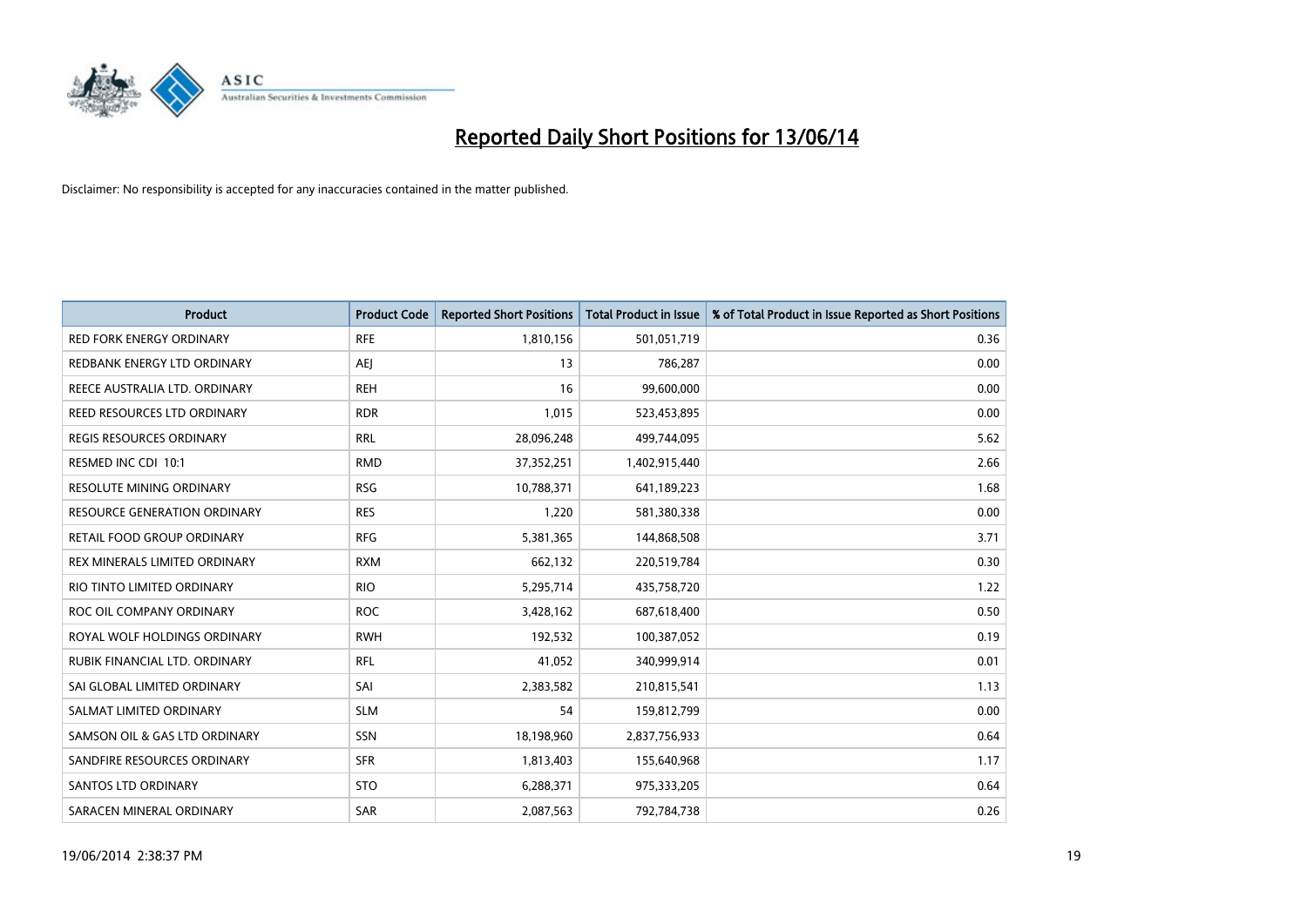# Reported Daily Short Positions for 13/06/14

Disclaimer: No responsibility is accepted for any inaccuracies contained in the matter published.

| Product | Product Code | Reported Short Positions | Total Product in Issue | % of Total Product in Issue Reported as Short Positions |
|---|---|---|---|---|
| RED FORK ENERGY ORDINARY | RFE | 1,810,156 | 501,051,719 | 0.36 |
| REDBANK ENERGY LTD ORDINARY | AEJ | 13 | 786,287 | 0.00 |
| REECE AUSTRALIA LTD. ORDINARY | REH | 16 | 99,600,000 | 0.00 |
| REED RESOURCES LTD ORDINARY | RDR | 1,015 | 523,453,895 | 0.00 |
| REGIS RESOURCES ORDINARY | RRL | 28,096,248 | 499,744,095 | 5.62 |
| RESMED INC CDI 10:1 | RMD | 37,352,251 | 1,402,915,440 | 2.66 |
| RESOLUTE MINING ORDINARY | RSG | 10,788,371 | 641,189,223 | 1.68 |
| RESOURCE GENERATION ORDINARY | RES | 1,220 | 581,380,338 | 0.00 |
| RETAIL FOOD GROUP ORDINARY | RFG | 5,381,365 | 144,868,508 | 3.71 |
| REX MINERALS LIMITED ORDINARY | RXM | 662,132 | 220,519,784 | 0.30 |
| RIO TINTO LIMITED ORDINARY | RIO | 5,295,714 | 435,758,720 | 1.22 |
| ROC OIL COMPANY ORDINARY | ROC | 3,428,162 | 687,618,400 | 0.50 |
| ROYAL WOLF HOLDINGS ORDINARY | RWH | 192,532 | 100,387,052 | 0.19 |
| RUBIK FINANCIAL LTD. ORDINARY | RFL | 41,052 | 340,999,914 | 0.01 |
| SAI GLOBAL LIMITED ORDINARY | SAI | 2,383,582 | 210,815,541 | 1.13 |
| SALMAT LIMITED ORDINARY | SLM | 54 | 159,812,799 | 0.00 |
| SAMSON OIL & GAS LTD ORDINARY | SSN | 18,198,960 | 2,837,756,933 | 0.64 |
| SANDFIRE RESOURCES ORDINARY | SFR | 1,813,403 | 155,640,968 | 1.17 |
| SANTOS LTD ORDINARY | STO | 6,288,371 | 975,333,205 | 0.64 |
| SARACEN MINERAL ORDINARY | SAR | 2,087,563 | 792,784,738 | 0.26 |

19/06/2014 2:38:37 PM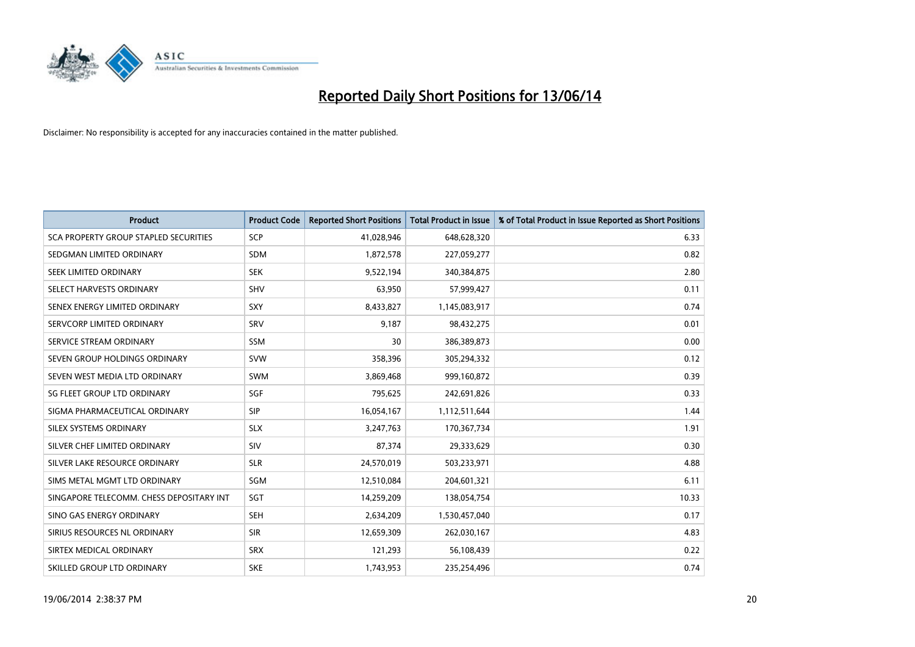# Reported Daily Short Positions for 13/06/14

Disclaimer: No responsibility is accepted for any inaccuracies contained in the matter published.

| Product | Product Code | Reported Short Positions | Total Product in Issue | % of Total Product in Issue Reported as Short Positions |
|---|---|---|---|---|
| SCA PROPERTY GROUP STAPLED SECURITIES | SCP | 41,028,946 | 648,628,320 | 6.33 |
| SEDGMAN LIMITED ORDINARY | SDM | 1,872,578 | 227,059,277 | 0.82 |
| SEEK LIMITED ORDINARY | SEK | 9,522,194 | 340,384,875 | 2.80 |
| SELECT HARVESTS ORDINARY | SHV | 63,950 | 57,999,427 | 0.11 |
| SENEX ENERGY LIMITED ORDINARY | SXY | 8,433,827 | 1,145,083,917 | 0.74 |
| SERVCORP LIMITED ORDINARY | SRV | 9,187 | 98,432,275 | 0.01 |
| SERVICE STREAM ORDINARY | SSM | 30 | 386,389,873 | 0.00 |
| SEVEN GROUP HOLDINGS ORDINARY | SVW | 358,396 | 305,294,332 | 0.12 |
| SEVEN WEST MEDIA LTD ORDINARY | SWM | 3,869,468 | 999,160,872 | 0.39 |
| SG FLEET GROUP LTD ORDINARY | SGF | 795,625 | 242,691,826 | 0.33 |
| SIGMA PHARMACEUTICAL ORDINARY | SIP | 16,054,167 | 1,112,511,644 | 1.44 |
| SILEX SYSTEMS ORDINARY | SLX | 3,247,763 | 170,367,734 | 1.91 |
| SILVER CHEF LIMITED ORDINARY | SIV | 87,374 | 29,333,629 | 0.30 |
| SILVER LAKE RESOURCE ORDINARY | SLR | 24,570,019 | 503,233,971 | 4.88 |
| SIMS METAL MGMT LTD ORDINARY | SGM | 12,510,084 | 204,601,321 | 6.11 |
| SINGAPORE TELECOMM. CHESS DEPOSITARY INT | SGT | 14,259,209 | 138,054,754 | 10.33 |
| SINO GAS ENERGY ORDINARY | SEH | 2,634,209 | 1,530,457,040 | 0.17 |
| SIRIUS RESOURCES NL ORDINARY | SIR | 12,659,309 | 262,030,167 | 4.83 |
| SIRTEX MEDICAL ORDINARY | SRX | 121,293 | 56,108,439 | 0.22 |
| SKILLED GROUP LTD ORDINARY | SKE | 1,743,953 | 235,254,496 | 0.74 |

19/06/2014 2:38:37 PM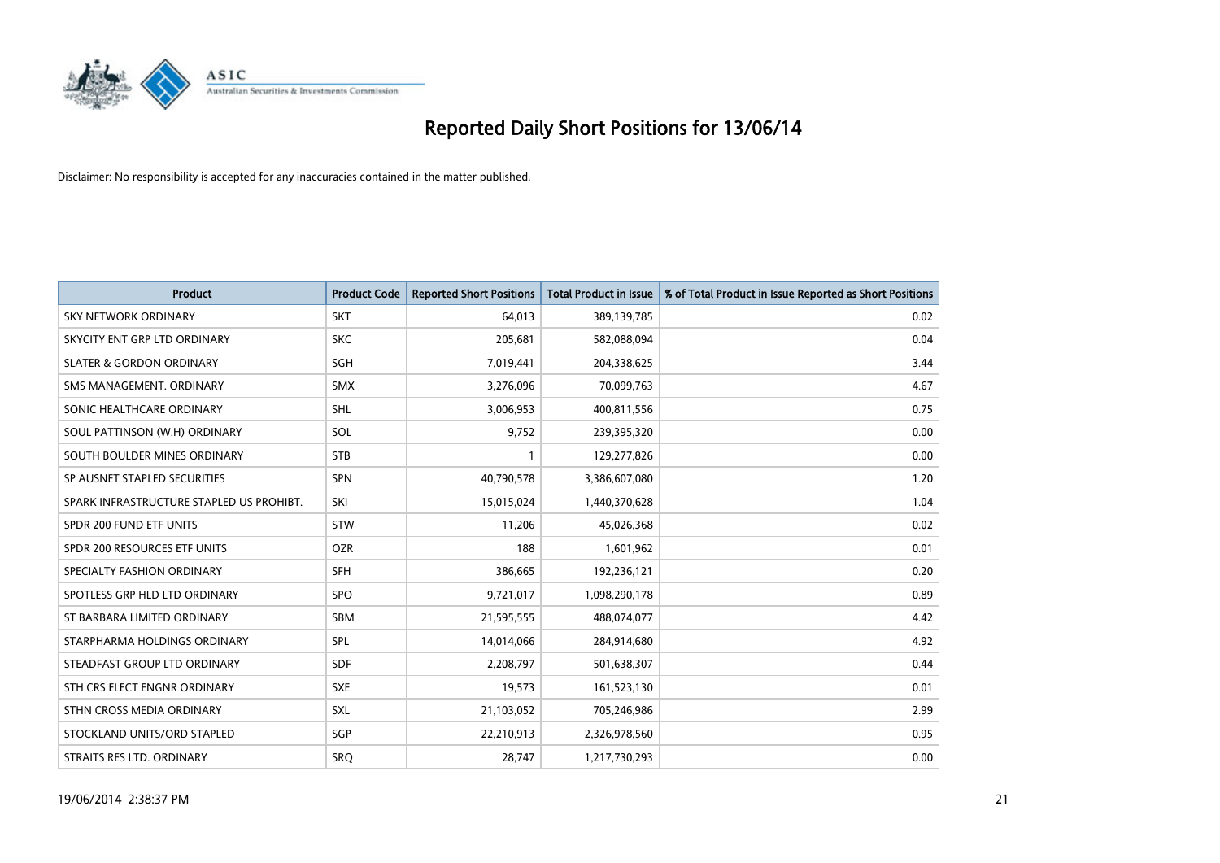# Reported Daily Short Positions for 13/06/14

Disclaimer: No responsibility is accepted for any inaccuracies contained in the matter published.

| Product | Product Code | Reported Short Positions | Total Product in Issue | % of Total Product in Issue Reported as Short Positions |
| --- | --- | --- | --- | --- |
| SKY NETWORK ORDINARY | SKT | 64,013 | 389,139,785 | 0.02 |
| SKYCITY ENT GRP LTD ORDINARY | SKC | 205,681 | 582,088,094 | 0.04 |
| SLATER & GORDON ORDINARY | SGH | 7,019,441 | 204,338,625 | 3.44 |
| SMS MANAGEMENT. ORDINARY | SMX | 3,276,096 | 70,099,763 | 4.67 |
| SONIC HEALTHCARE ORDINARY | SHL | 3,006,953 | 400,811,556 | 0.75 |
| SOUL PATTINSON (W.H) ORDINARY | SOL | 9,752 | 239,395,320 | 0.00 |
| SOUTH BOULDER MINES ORDINARY | STB | 1 | 129,277,826 | 0.00 |
| SP AUSNET STAPLED SECURITIES | SPN | 40,790,578 | 3,386,607,080 | 1.20 |
| SPARK INFRASTRUCTURE STAPLED US PROHIBT. | SKI | 15,015,024 | 1,440,370,628 | 1.04 |
| SPDR 200 FUND ETF UNITS | STW | 11,206 | 45,026,368 | 0.02 |
| SPDR 200 RESOURCES ETF UNITS | OZR | 188 | 1,601,962 | 0.01 |
| SPECIALTY FASHION ORDINARY | SFH | 386,665 | 192,236,121 | 0.20 |
| SPOTLESS GRP HLD LTD ORDINARY | SPO | 9,721,017 | 1,098,290,178 | 0.89 |
| ST BARBARA LIMITED ORDINARY | SBM | 21,595,555 | 488,074,077 | 4.42 |
| STARPHARMA HOLDINGS ORDINARY | SPL | 14,014,066 | 284,914,680 | 4.92 |
| STEADFAST GROUP LTD ORDINARY | SDF | 2,208,797 | 501,638,307 | 0.44 |
| STH CRS ELECT ENGNR ORDINARY | SXE | 19,573 | 161,523,130 | 0.01 |
| STHN CROSS MEDIA ORDINARY | SXL | 21,103,052 | 705,246,986 | 2.99 |
| STOCKLAND UNITS/ORD STAPLED | SGP | 22,210,913 | 2,326,978,560 | 0.95 |
| STRAITS RES LTD. ORDINARY | SRQ | 28,747 | 1,217,730,293 | 0.00 |

19/06/2014 2:38:37 PM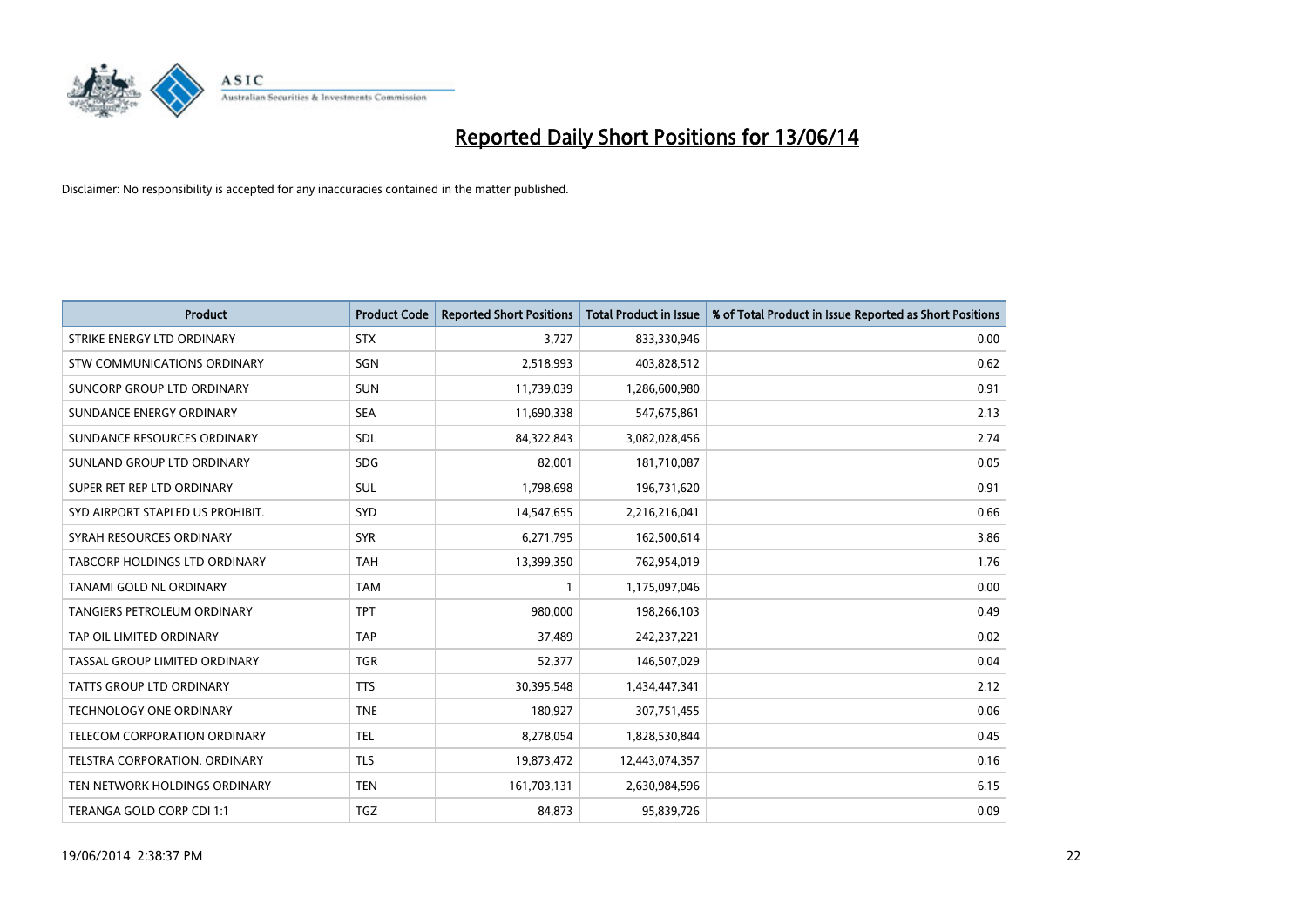# Reported Daily Short Positions for 13/06/14

Disclaimer: No responsibility is accepted for any inaccuracies contained in the matter published.

| Product | Product Code | Reported Short Positions | Total Product in Issue | % of Total Product in Issue Reported as Short Positions |
|---|---|---|---|---|
| STRIKE ENERGY LTD ORDINARY | STX | 3,727 | 833,330,946 | 0.00 |
| STW COMMUNICATIONS ORDINARY | SGN | 2,518,993 | 403,828,512 | 0.62 |
| SUNCORP GROUP LTD ORDINARY | SUN | 11,739,039 | 1,286,600,980 | 0.91 |
| SUNDANCE ENERGY ORDINARY | SEA | 11,690,338 | 547,675,861 | 2.13 |
| SUNDANCE RESOURCES ORDINARY | SDL | 84,322,843 | 3,082,028,456 | 2.74 |
| SUNLAND GROUP LTD ORDINARY | SDG | 82,001 | 181,710,087 | 0.05 |
| SUPER RET REP LTD ORDINARY | SUL | 1,798,698 | 196,731,620 | 0.91 |
| SYD AIRPORT STAPLED US PROHIBIT. | SYD | 14,547,655 | 2,216,216,041 | 0.66 |
| SYRAH RESOURCES ORDINARY | SYR | 6,271,795 | 162,500,614 | 3.86 |
| TABCORP HOLDINGS LTD ORDINARY | TAH | 13,399,350 | 762,954,019 | 1.76 |
| TANAMI GOLD NL ORDINARY | TAM | 1 | 1,175,097,046 | 0.00 |
| TANGIERS PETROLEUM ORDINARY | TPT | 980,000 | 198,266,103 | 0.49 |
| TAP OIL LIMITED ORDINARY | TAP | 37,489 | 242,237,221 | 0.02 |
| TASSAL GROUP LIMITED ORDINARY | TGR | 52,377 | 146,507,029 | 0.04 |
| TATTS GROUP LTD ORDINARY | TTS | 30,395,548 | 1,434,447,341 | 2.12 |
| TECHNOLOGY ONE ORDINARY | TNE | 180,927 | 307,751,455 | 0.06 |
| TELECOM CORPORATION ORDINARY | TEL | 8,278,054 | 1,828,530,844 | 0.45 |
| TELSTRA CORPORATION. ORDINARY | TLS | 19,873,472 | 12,443,074,357 | 0.16 |
| TEN NETWORK HOLDINGS ORDINARY | TEN | 161,703,131 | 2,630,984,596 | 6.15 |
| TERANGA GOLD CORP CDI 1:1 | TGZ | 84,873 | 95,839,726 | 0.09 |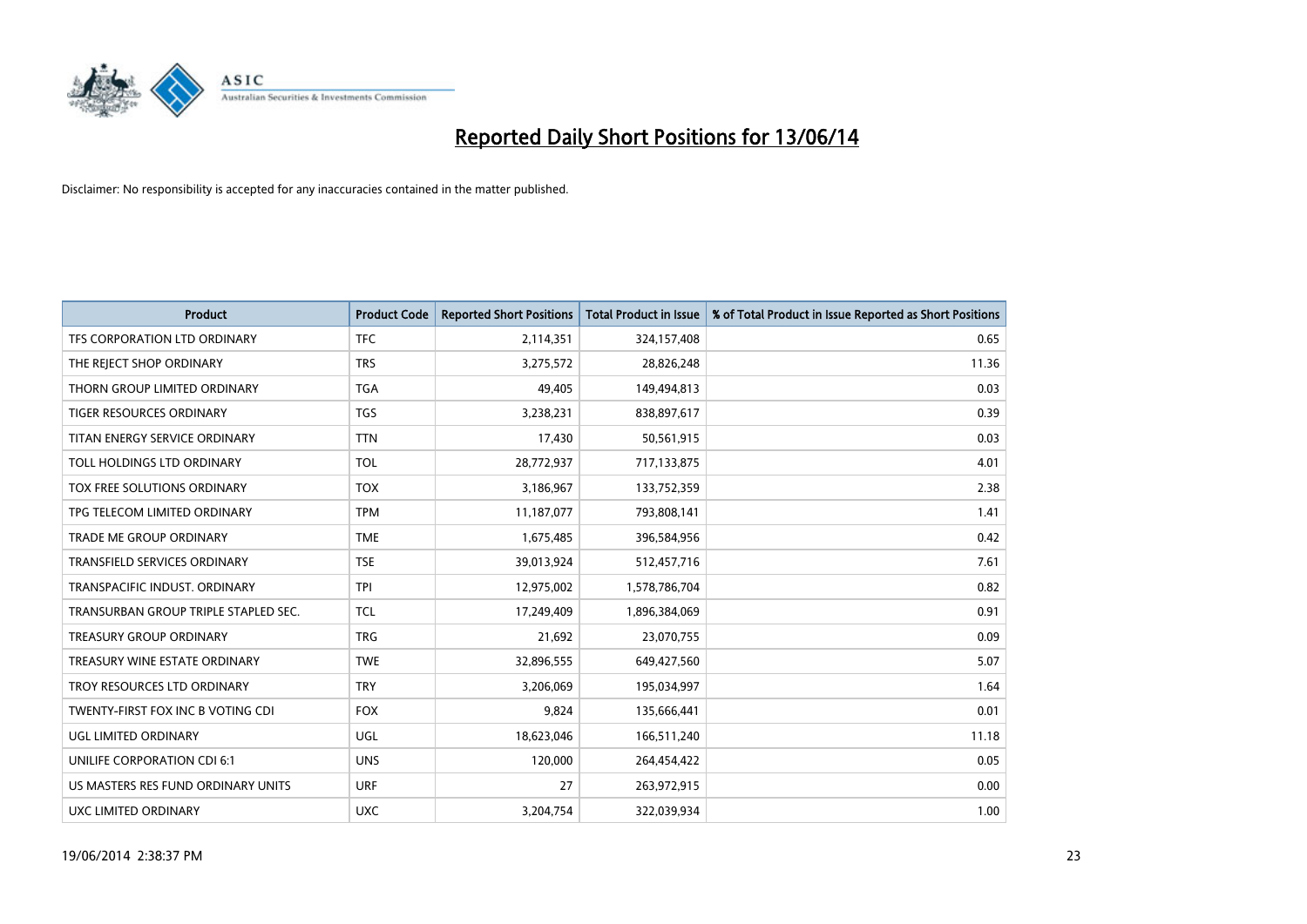# Reported Daily Short Positions for 13/06/14

Disclaimer: No responsibility is accepted for any inaccuracies contained in the matter published.

| Product | Product Code | Reported Short Positions | Total Product in Issue | % of Total Product in Issue Reported as Short Positions |
|---|---|---|---|---|
| TFS CORPORATION LTD ORDINARY | TFC | 2,114,351 | 324,157,408 | 0.65 |
| THE REJECT SHOP ORDINARY | TRS | 3,275,572 | 28,826,248 | 11.36 |
| THORN GROUP LIMITED ORDINARY | TGA | 49,405 | 149,494,813 | 0.03 |
| TIGER RESOURCES ORDINARY | TGS | 3,238,231 | 838,897,617 | 0.39 |
| TITAN ENERGY SERVICE ORDINARY | TTN | 17,430 | 50,561,915 | 0.03 |
| TOLL HOLDINGS LTD ORDINARY | TOL | 28,772,937 | 717,133,875 | 4.01 |
| TOX FREE SOLUTIONS ORDINARY | TOX | 3,186,967 | 133,752,359 | 2.38 |
| TPG TELECOM LIMITED ORDINARY | TPM | 11,187,077 | 793,808,141 | 1.41 |
| TRADE ME GROUP ORDINARY | TME | 1,675,485 | 396,584,956 | 0.42 |
| TRANSFIELD SERVICES ORDINARY | TSE | 39,013,924 | 512,457,716 | 7.61 |
| TRANSPACIFIC INDUST. ORDINARY | TPI | 12,975,002 | 1,578,786,704 | 0.82 |
| TRANSURBAN GROUP TRIPLE STAPLED SEC. | TCL | 17,249,409 | 1,896,384,069 | 0.91 |
| TREASURY GROUP ORDINARY | TRG | 21,692 | 23,070,755 | 0.09 |
| TREASURY WINE ESTATE ORDINARY | TWE | 32,896,555 | 649,427,560 | 5.07 |
| TROY RESOURCES LTD ORDINARY | TRY | 3,206,069 | 195,034,997 | 1.64 |
| TWENTY-FIRST FOX INC B VOTING CDI | FOX | 9,824 | 135,666,441 | 0.01 |
| UGL LIMITED ORDINARY | UGL | 18,623,046 | 166,511,240 | 11.18 |
| UNILIFE CORPORATION CDI 6:1 | UNS | 120,000 | 264,454,422 | 0.05 |
| US MASTERS RES FUND ORDINARY UNITS | URF | 27 | 263,972,915 | 0.00 |
| UXC LIMITED ORDINARY | UXC | 3,204,754 | 322,039,934 | 1.00 |

19/06/2014 2:38:37 PM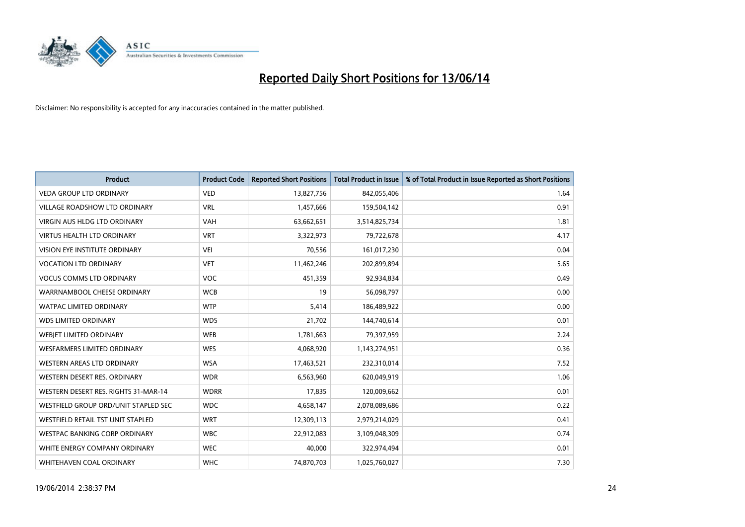# Reported Daily Short Positions for 13/06/14

Disclaimer: No responsibility is accepted for any inaccuracies contained in the matter published.

| Product | Product Code | Reported Short Positions | Total Product in Issue | % of Total Product in Issue Reported as Short Positions |
|---|---|---|---|---|
| VEDA GROUP LTD ORDINARY | VED | 13,827,756 | 842,055,406 | 1.64 |
| VILLAGE ROADSHOW LTD ORDINARY | VRL | 1,457,666 | 159,504,142 | 0.91 |
| VIRGIN AUS HLDG LTD ORDINARY | VAH | 63,662,651 | 3,514,825,734 | 1.81 |
| VIRTUS HEALTH LTD ORDINARY | VRT | 3,322,973 | 79,722,678 | 4.17 |
| VISION EYE INSTITUTE ORDINARY | VEI | 70,556 | 161,017,230 | 0.04 |
| VOCATION LTD ORDINARY | VET | 11,462,246 | 202,899,894 | 5.65 |
| VOCUS COMMS LTD ORDINARY | VOC | 451,359 | 92,934,834 | 0.49 |
| WARRNAMBOOL CHEESE ORDINARY | WCB | 19 | 56,098,797 | 0.00 |
| WATPAC LIMITED ORDINARY | WTP | 5,414 | 186,489,922 | 0.00 |
| WDS LIMITED ORDINARY | WDS | 21,702 | 144,740,614 | 0.01 |
| WEBJET LIMITED ORDINARY | WEB | 1,781,663 | 79,397,959 | 2.24 |
| WESFARMERS LIMITED ORDINARY | WES | 4,068,920 | 1,143,274,951 | 0.36 |
| WESTERN AREAS LTD ORDINARY | WSA | 17,463,521 | 232,310,014 | 7.52 |
| WESTERN DESERT RES. ORDINARY | WDR | 6,563,960 | 620,049,919 | 1.06 |
| WESTERN DESERT RES. RIGHTS 31-MAR-14 | WDRR | 17,835 | 120,009,662 | 0.01 |
| WESTFIELD GROUP ORD/UNIT STAPLED SEC | WDC | 4,658,147 | 2,078,089,686 | 0.22 |
| WESTFIELD RETAIL TST UNIT STAPLED | WRT | 12,309,113 | 2,979,214,029 | 0.41 |
| WESTPAC BANKING CORP ORDINARY | WBC | 22,912,083 | 3,109,048,309 | 0.74 |
| WHITE ENERGY COMPANY ORDINARY | WEC | 40,000 | 322,974,494 | 0.01 |
| WHITEHAVEN COAL ORDINARY | WHC | 74,870,703 | 1,025,760,027 | 7.30 |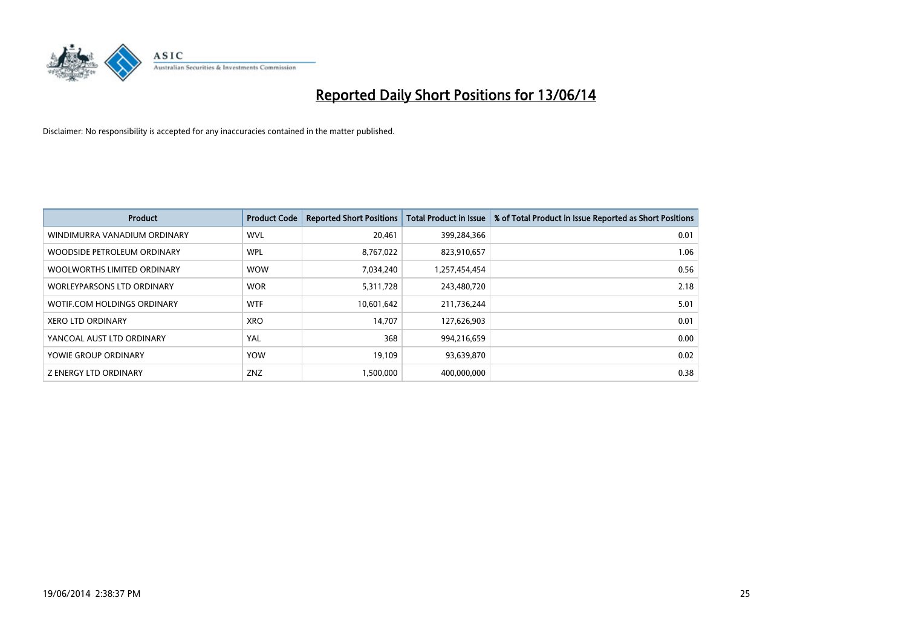# Reported Daily Short Positions for 13/06/14

Disclaimer: No responsibility is accepted for any inaccuracies contained in the matter published.

| Product | Product Code | Reported Short Positions | Total Product in Issue | % of Total Product in Issue Reported as Short Positions |
|---|---|---|---|---|
| WINDIMURRA VANADIUM ORDINARY | WVL | 20,461 | 399,284,366 | 0.01 |
| WOODSIDE PETROLEUM ORDINARY | WPL | 8,767,022 | 823,910,657 | 1.06 |
| WOOLWORTHS LIMITED ORDINARY | WOW | 7,034,240 | 1,257,454,454 | 0.56 |
| WORLEYPARSONS LTD ORDINARY | WOR | 5,311,728 | 243,480,720 | 2.18 |
| WOTIF.COM HOLDINGS ORDINARY | WTF | 10,601,642 | 211,736,244 | 5.01 |
| XERO LTD ORDINARY | XRO | 14,707 | 127,626,903 | 0.01 |
| YANCOAL AUST LTD ORDINARY | YAL | 368 | 994,216,659 | 0.00 |
| YOWIE GROUP ORDINARY | YOW | 19,109 | 93,639,870 | 0.02 |
| Z ENERGY LTD ORDINARY | ZNZ | 1,500,000 | 400,000,000 | 0.38 |

19/06/2014 2:38:37 PM